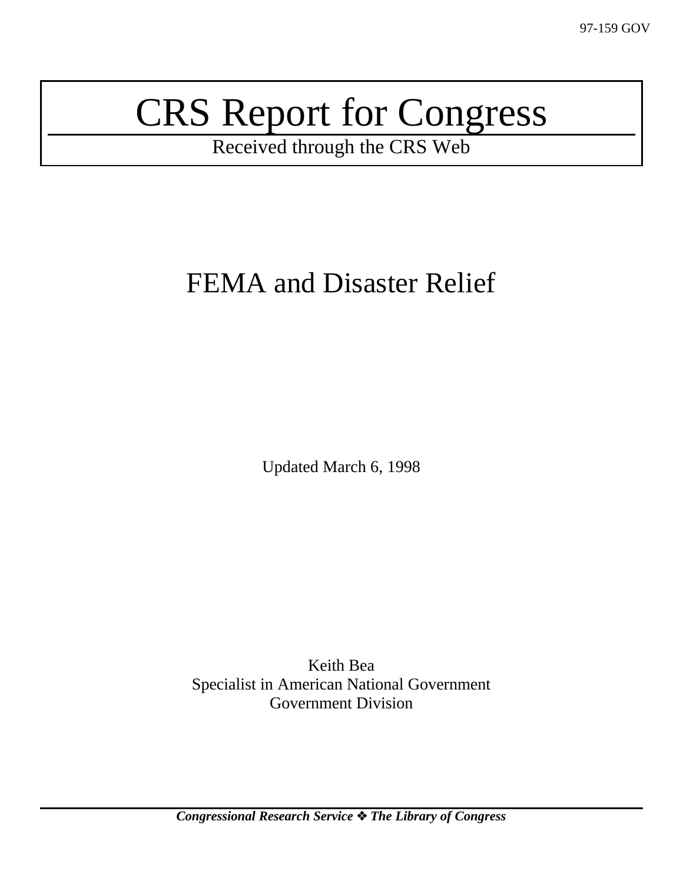97-159 GOV

# CRS Report for Congress

Received through the CRS Web

## FEMA and Disaster Relief

Updated March 6, 1998

Keith Bea
Specialist in American National Government
Government Division

***Congressional Research Service ❖ The Library of Congress***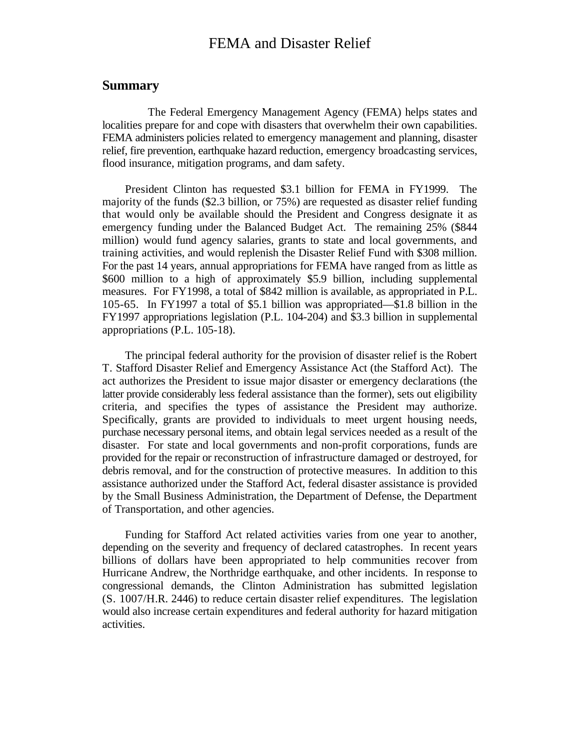# FEMA and Disaster Relief

## Summary

The Federal Emergency Management Agency (FEMA) helps states and localities prepare for and cope with disasters that overwhelm their own capabilities. FEMA administers policies related to emergency management and planning, disaster relief, fire prevention, earthquake hazard reduction, emergency broadcasting services, flood insurance, mitigation programs, and dam safety.

President Clinton has requested $3.1 billion for FEMA in FY1999. The majority of the funds ($2.3 billion, or 75%) are requested as disaster relief funding that would only be available should the President and Congress designate it as emergency funding under the Balanced Budget Act. The remaining 25% ($844 million) would fund agency salaries, grants to state and local governments, and training activities, and would replenish the Disaster Relief Fund with $308 million. For the past 14 years, annual appropriations for FEMA have ranged from as little as $600 million to a high of approximately $5.9 billion, including supplemental measures. For FY1998, a total of $842 million is available, as appropriated in P.L. 105-65. In FY1997 a total of $5.1 billion was appropriated—$1.8 billion in the FY1997 appropriations legislation (P.L. 104-204) and $3.3 billion in supplemental appropriations (P.L. 105-18).

The principal federal authority for the provision of disaster relief is the Robert T. Stafford Disaster Relief and Emergency Assistance Act (the Stafford Act). The act authorizes the President to issue major disaster or emergency declarations (the latter provide considerably less federal assistance than the former), sets out eligibility criteria, and specifies the types of assistance the President may authorize. Specifically, grants are provided to individuals to meet urgent housing needs, purchase necessary personal items, and obtain legal services needed as a result of the disaster. For state and local governments and non-profit corporations, funds are provided for the repair or reconstruction of infrastructure damaged or destroyed, for debris removal, and for the construction of protective measures. In addition to this assistance authorized under the Stafford Act, federal disaster assistance is provided by the Small Business Administration, the Department of Defense, the Department of Transportation, and other agencies.

Funding for Stafford Act related activities varies from one year to another, depending on the severity and frequency of declared catastrophes. In recent years billions of dollars have been appropriated to help communities recover from Hurricane Andrew, the Northridge earthquake, and other incidents. In response to congressional demands, the Clinton Administration has submitted legislation (S. 1007/H.R. 2446) to reduce certain disaster relief expenditures. The legislation would also increase certain expenditures and federal authority for hazard mitigation activities.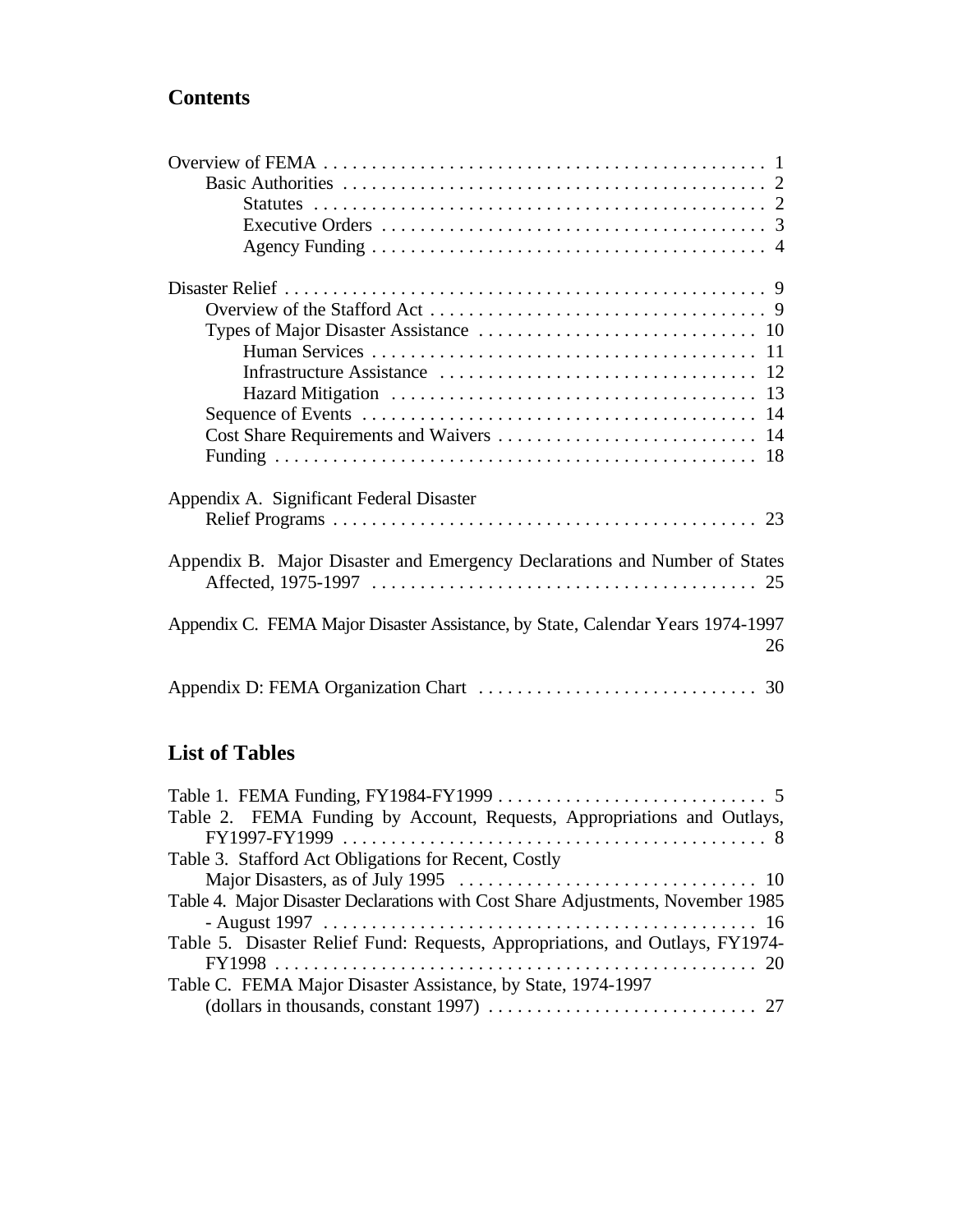## Contents

Overview of FEMA . . . . . . . . . . . . . . . . . . . . . . . . . . . . . . . . . . . . . . . . . . . . . 1
- Basic Authorities . . . . . . . . . . . . . . . . . . . . . . . . . . . . . . . . . . . . . . . . . . . 2
  - Statutes . . . . . . . . . . . . . . . . . . . . . . . . . . . . . . . . . . . . . . . . . . . . . 2
  - Executive Orders . . . . . . . . . . . . . . . . . . . . . . . . . . . . . . . . . . . . . . . 3
  - Agency Funding . . . . . . . . . . . . . . . . . . . . . . . . . . . . . . . . . . . . . . . . 4

Disaster Relief . . . . . . . . . . . . . . . . . . . . . . . . . . . . . . . . . . . . . . . . . . . . . . . . . 9
- Overview of the Stafford Act . . . . . . . . . . . . . . . . . . . . . . . . . . . . . . . . . . 9
- Types of Major Disaster Assistance . . . . . . . . . . . . . . . . . . . . . . . . . . . . 10
  - Human Services . . . . . . . . . . . . . . . . . . . . . . . . . . . . . . . . . . . . . . . 11
  - Infrastructure Assistance . . . . . . . . . . . . . . . . . . . . . . . . . . . . . . . . 12
  - Hazard Mitigation . . . . . . . . . . . . . . . . . . . . . . . . . . . . . . . . . . . . . 13
- Sequence of Events . . . . . . . . . . . . . . . . . . . . . . . . . . . . . . . . . . . . . . . . 14
- Cost Share Requirements and Waivers . . . . . . . . . . . . . . . . . . . . . . . . . . 14
- Funding . . . . . . . . . . . . . . . . . . . . . . . . . . . . . . . . . . . . . . . . . . . . . . . . . 18

Appendix A. Significant Federal Disaster Relief Programs . . . . . . . . . . . . . . . . . . . . . . . . . . . . . . . . . . . . . . . . . . . 23

Appendix B. Major Disaster and Emergency Declarations and Number of States Affected, 1975-1997 . . . . . . . . . . . . . . . . . . . . . . . . . . . . . . . . . . . . . . . . 25

Appendix C. FEMA Major Disaster Assistance, by State, Calendar Years 1974-1997 . . . . 26

Appendix D: FEMA Organization Chart . . . . . . . . . . . . . . . . . . . . . . . . . . . . 30

## List of Tables

Table 1. FEMA Funding, FY1984-FY1999 . . . . . . . . . . . . . . . . . . . . . . . . . . . . 5

Table 2. FEMA Funding by Account, Requests, Appropriations and Outlays, FY1997-FY1999 . . . . . . . . . . . . . . . . . . . . . . . . . . . . . . . . . . . . . . . . . . . . 8

Table 3. Stafford Act Obligations for Recent, Costly Major Disasters, as of July 1995 . . . . . . . . . . . . . . . . . . . . . . . . . . . . . . . 10

Table 4. Major Disaster Declarations with Cost Share Adjustments, November 1985 - August 1997 . . . . . . . . . . . . . . . . . . . . . . . . . . . . . . . . . . . . . . . . . . . . 16

Table 5. Disaster Relief Fund: Requests, Appropriations, and Outlays, FY1974-FY1998 . . . . . . . . . . . . . . . . . . . . . . . . . . . . . . . . . . . . . . . . . . . . . . . . . . 20

Table C. FEMA Major Disaster Assistance, by State, 1974-1997 (dollars in thousands, constant 1997) . . . . . . . . . . . . . . . . . . . . . . . . . . . . 27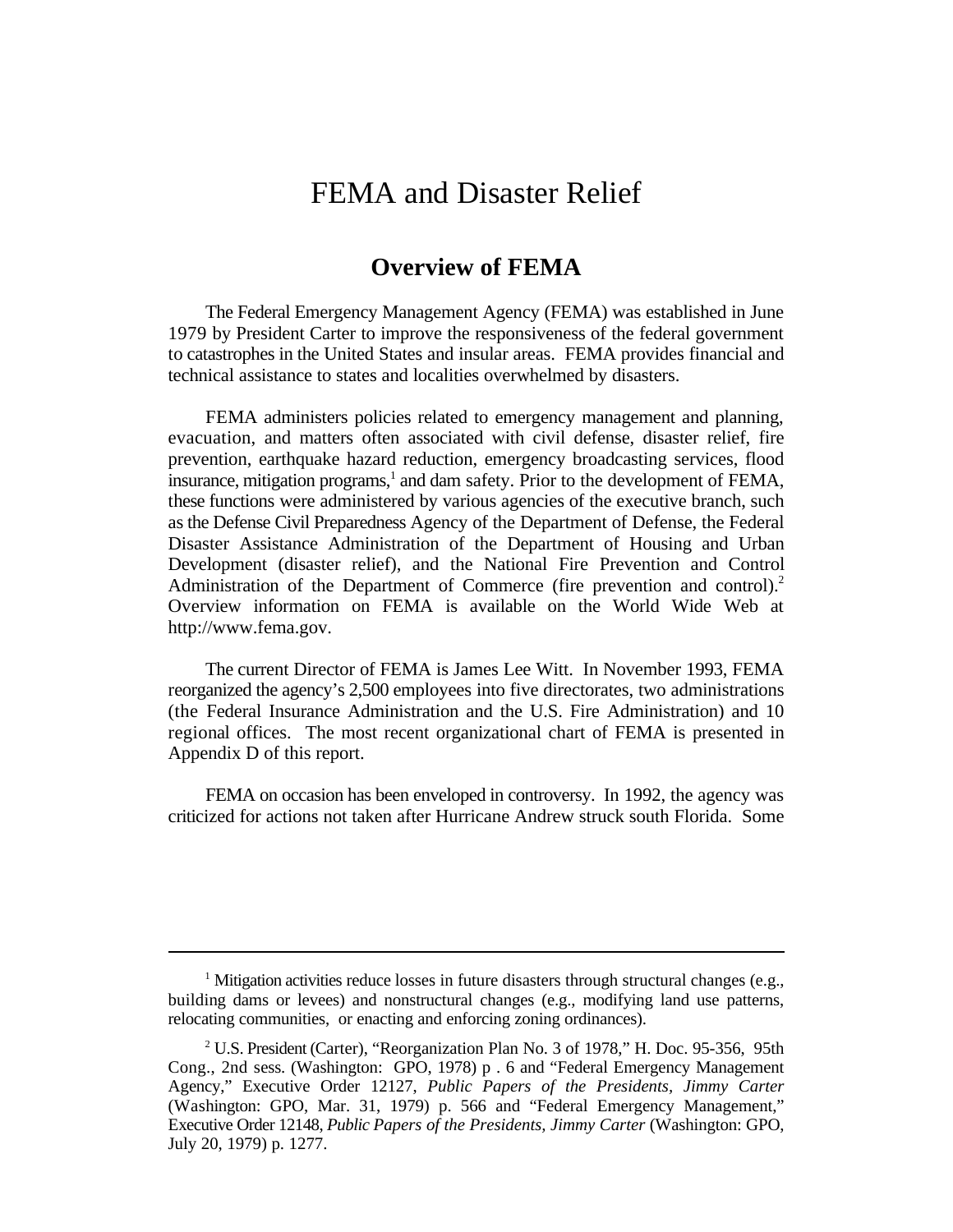# FEMA and Disaster Relief

## Overview of FEMA

The Federal Emergency Management Agency (FEMA) was established in June 1979 by President Carter to improve the responsiveness of the federal government to catastrophes in the United States and insular areas. FEMA provides financial and technical assistance to states and localities overwhelmed by disasters.

FEMA administers policies related to emergency management and planning, evacuation, and matters often associated with civil defense, disaster relief, fire prevention, earthquake hazard reduction, emergency broadcasting services, flood insurance, mitigation programs,[1] and dam safety. Prior to the development of FEMA, these functions were administered by various agencies of the executive branch, such as the Defense Civil Preparedness Agency of the Department of Defense, the Federal Disaster Assistance Administration of the Department of Housing and Urban Development (disaster relief), and the National Fire Prevention and Control Administration of the Department of Commerce (fire prevention and control).[2] Overview information on FEMA is available on the World Wide Web at http://www.fema.gov.

The current Director of FEMA is James Lee Witt. In November 1993, FEMA reorganized the agency's 2,500 employees into five directorates, two administrations (the Federal Insurance Administration and the U.S. Fire Administration) and 10 regional offices. The most recent organizational chart of FEMA is presented in Appendix D of this report.

FEMA on occasion has been enveloped in controversy. In 1992, the agency was criticized for actions not taken after Hurricane Andrew struck south Florida. Some

---

[1] Mitigation activities reduce losses in future disasters through structural changes (e.g., building dams or levees) and nonstructural changes (e.g., modifying land use patterns, relocating communities, or enacting and enforcing zoning ordinances).

[2] U.S. President (Carter), "Reorganization Plan No. 3 of 1978," H. Doc. 95-356, 95th Cong., 2nd sess. (Washington: GPO, 1978) p . 6 and "Federal Emergency Management Agency," Executive Order 12127, *Public Papers of the Presidents, Jimmy Carter* (Washington: GPO, Mar. 31, 1979) p. 566 and "Federal Emergency Management," Executive Order 12148, *Public Papers of the Presidents, Jimmy Carter* (Washington: GPO, July 20, 1979) p. 1277.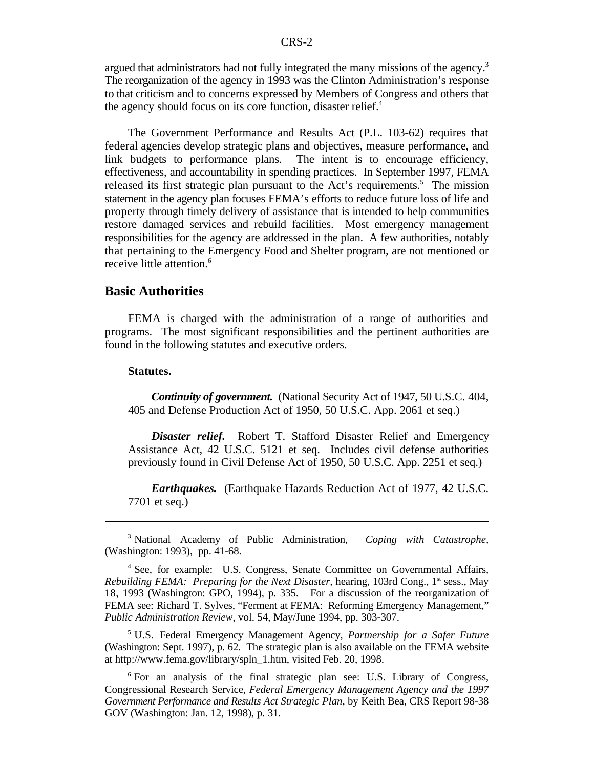argued that administrators had not fully integrated the many missions of the agency.[3] The reorganization of the agency in 1993 was the Clinton Administration's response to that criticism and to concerns expressed by Members of Congress and others that the agency should focus on its core function, disaster relief.[4]

The Government Performance and Results Act (P.L. 103-62) requires that federal agencies develop strategic plans and objectives, measure performance, and link budgets to performance plans. The intent is to encourage efficiency, effectiveness, and accountability in spending practices. In September 1997, FEMA released its first strategic plan pursuant to the Act's requirements.[5] The mission statement in the agency plan focuses FEMA's efforts to reduce future loss of life and property through timely delivery of assistance that is intended to help communities restore damaged services and rebuild facilities. Most emergency management responsibilities for the agency are addressed in the plan. A few authorities, notably that pertaining to the Emergency Food and Shelter program, are not mentioned or receive little attention.[6]

## Basic Authorities

FEMA is charged with the administration of a range of authorities and programs. The most significant responsibilities and the pertinent authorities are found in the following statutes and executive orders.

**Statutes.**

***Continuity of government.*** (National Security Act of 1947, 50 U.S.C. 404, 405 and Defense Production Act of 1950, 50 U.S.C. App. 2061 et seq.)

***Disaster relief.*** Robert T. Stafford Disaster Relief and Emergency Assistance Act, 42 U.S.C. 5121 et seq. Includes civil defense authorities previously found in Civil Defense Act of 1950, 50 U.S.C. App. 2251 et seq.)

***Earthquakes.*** (Earthquake Hazards Reduction Act of 1977, 42 U.S.C. 7701 et seq.)

---

[3] National Academy of Public Administration, *Coping with Catastrophe*, (Washington: 1993), pp. 41-68.

[4] See, for example: U.S. Congress, Senate Committee on Governmental Affairs, *Rebuilding FEMA: Preparing for the Next Disaster,* hearing, 103rd Cong., 1st sess., May 18, 1993 (Washington: GPO, 1994), p. 335. For a discussion of the reorganization of FEMA see: Richard T. Sylves, "Ferment at FEMA: Reforming Emergency Management," *Public Administration Review*, vol. 54, May/June 1994, pp. 303-307.

[5] U.S. Federal Emergency Management Agency, *Partnership for a Safer Future* (Washington: Sept. 1997), p. 62. The strategic plan is also available on the FEMA website at http://www.fema.gov/library/spln_1.htm, visited Feb. 20, 1998.

[6] For an analysis of the final strategic plan see: U.S. Library of Congress, Congressional Research Service, *Federal Emergency Management Agency and the 1997 Government Performance and Results Act Strategic Plan*, by Keith Bea, CRS Report 98-38 GOV (Washington: Jan. 12, 1998), p. 31.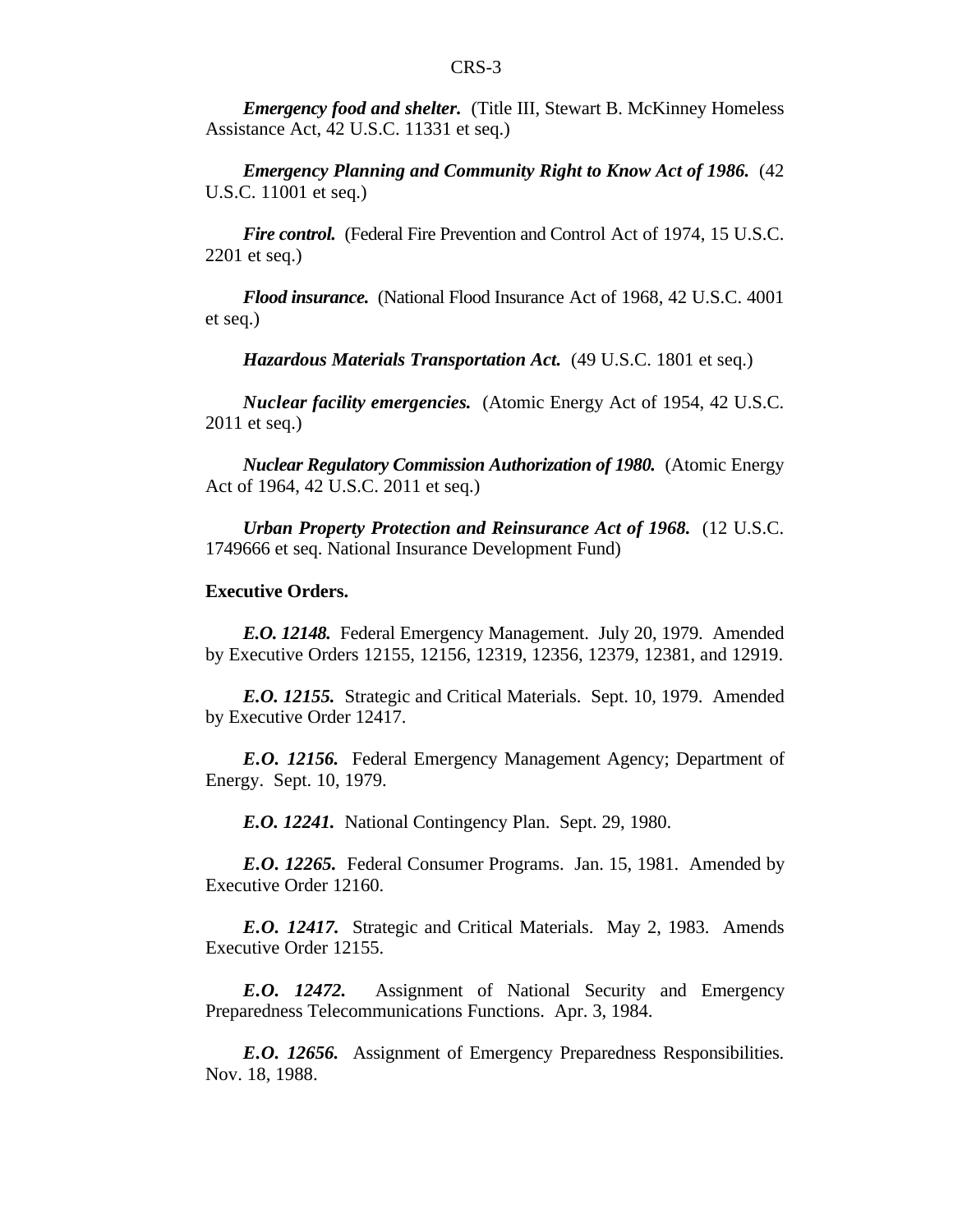***Emergency food and shelter.*** (Title III, Stewart B. McKinney Homeless Assistance Act, 42 U.S.C. 11331 et seq.)

***Emergency Planning and Community Right to Know Act of 1986.*** (42 U.S.C. 11001 et seq.)

***Fire control.*** (Federal Fire Prevention and Control Act of 1974, 15 U.S.C. 2201 et seq.)

***Flood insurance.*** (National Flood Insurance Act of 1968, 42 U.S.C. 4001 et seq.)

***Hazardous Materials Transportation Act.*** (49 U.S.C. 1801 et seq.)

***Nuclear facility emergencies.*** (Atomic Energy Act of 1954, 42 U.S.C. 2011 et seq.)

***Nuclear Regulatory Commission Authorization of 1980.*** (Atomic Energy Act of 1964, 42 U.S.C. 2011 et seq.)

***Urban Property Protection and Reinsurance Act of 1968.*** (12 U.S.C. 1749666 et seq. National Insurance Development Fund)

**Executive Orders.**

***E.O. 12148.*** Federal Emergency Management. July 20, 1979. Amended by Executive Orders 12155, 12156, 12319, 12356, 12379, 12381, and 12919.

***E.O. 12155.*** Strategic and Critical Materials. Sept. 10, 1979. Amended by Executive Order 12417.

***E.O. 12156.*** Federal Emergency Management Agency; Department of Energy. Sept. 10, 1979.

***E.O. 12241.*** National Contingency Plan. Sept. 29, 1980.

***E.O. 12265.*** Federal Consumer Programs. Jan. 15, 1981. Amended by Executive Order 12160.

***E.O. 12417.*** Strategic and Critical Materials. May 2, 1983. Amends Executive Order 12155.

***E.O. 12472.*** Assignment of National Security and Emergency Preparedness Telecommunications Functions. Apr. 3, 1984.

***E.O. 12656.*** Assignment of Emergency Preparedness Responsibilities. Nov. 18, 1988.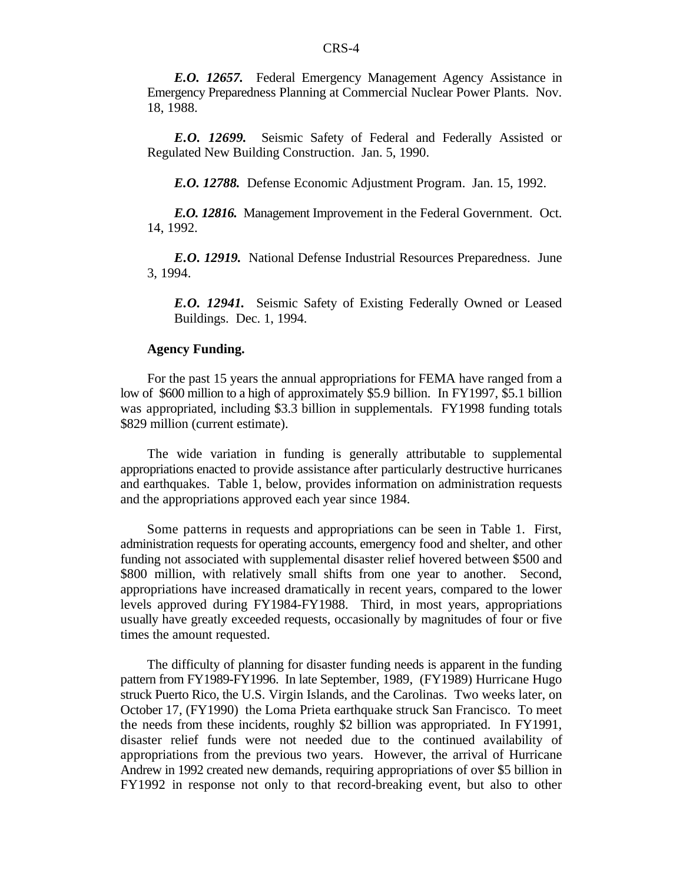***E.O. 12657.*** Federal Emergency Management Agency Assistance in Emergency Preparedness Planning at Commercial Nuclear Power Plants. Nov. 18, 1988.

***E.O. 12699.*** Seismic Safety of Federal and Federally Assisted or Regulated New Building Construction. Jan. 5, 1990.

***E.O. 12788.*** Defense Economic Adjustment Program. Jan. 15, 1992.

***E.O. 12816.*** Management Improvement in the Federal Government. Oct. 14, 1992.

***E.O. 12919.*** National Defense Industrial Resources Preparedness. June 3, 1994.

***E.O. 12941.*** Seismic Safety of Existing Federally Owned or Leased Buildings. Dec. 1, 1994.

**Agency Funding.**

For the past 15 years the annual appropriations for FEMA have ranged from a low of $600 million to a high of approximately $5.9 billion. In FY1997, $5.1 billion was appropriated, including $3.3 billion in supplementals. FY1998 funding totals $829 million (current estimate).

The wide variation in funding is generally attributable to supplemental appropriations enacted to provide assistance after particularly destructive hurricanes and earthquakes. Table 1, below, provides information on administration requests and the appropriations approved each year since 1984.

Some patterns in requests and appropriations can be seen in Table 1. First, administration requests for operating accounts, emergency food and shelter, and other funding not associated with supplemental disaster relief hovered between $500 and $800 million, with relatively small shifts from one year to another. Second, appropriations have increased dramatically in recent years, compared to the lower levels approved during FY1984-FY1988. Third, in most years, appropriations usually have greatly exceeded requests, occasionally by magnitudes of four or five times the amount requested.

The difficulty of planning for disaster funding needs is apparent in the funding pattern from FY1989-FY1996. In late September, 1989, (FY1989) Hurricane Hugo struck Puerto Rico, the U.S. Virgin Islands, and the Carolinas. Two weeks later, on October 17, (FY1990) the Loma Prieta earthquake struck San Francisco. To meet the needs from these incidents, roughly $2 billion was appropriated. In FY1991, disaster relief funds were not needed due to the continued availability of appropriations from the previous two years. However, the arrival of Hurricane Andrew in 1992 created new demands, requiring appropriations of over $5 billion in FY1992 in response not only to that record-breaking event, but also to other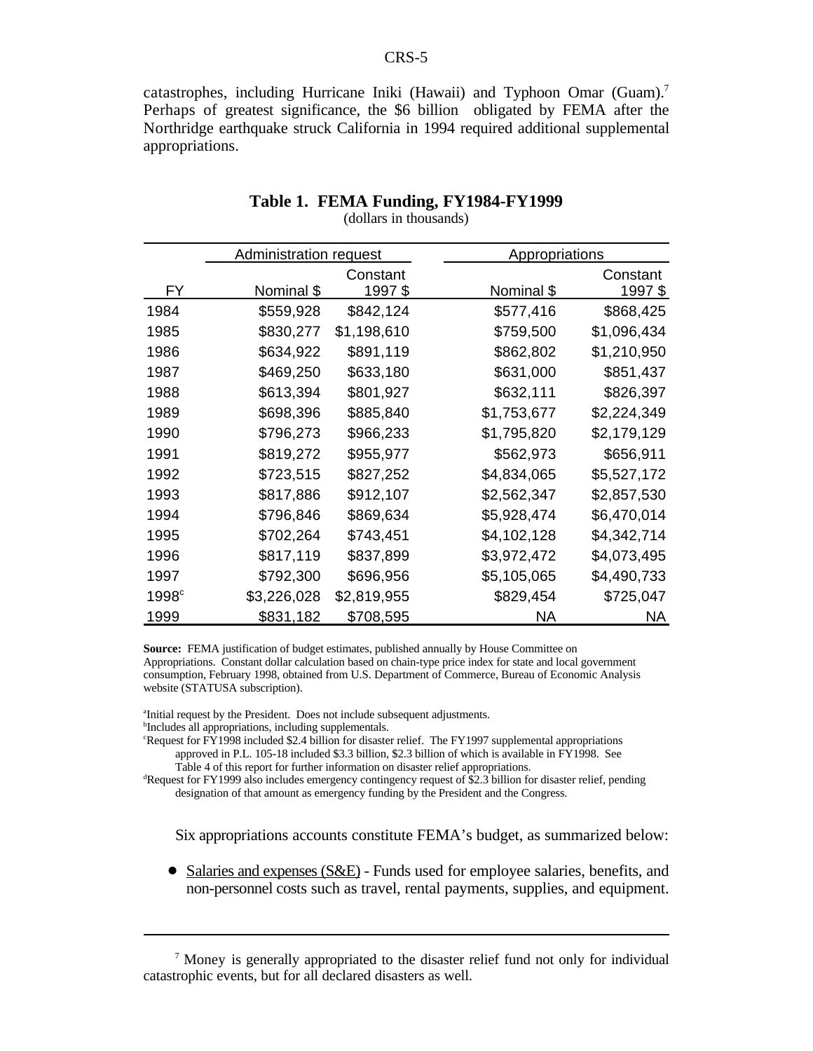catastrophes, including Hurricane Iniki (Hawaii) and Typhoon Omar (Guam).[7] Perhaps of greatest significance, the $6 billion obligated by FEMA after the Northridge earthquake struck California in 1994 required additional supplemental appropriations.

**Table 1. FEMA Funding, FY1984-FY1999**
(dollars in thousands)

| | Administration request | | Appropriations | |
|---|---|---|---|---|
| FY | Nominal $ | Constant 1997 $ | Nominal $ | Constant 1997 $ |
| 1984 | $559,928 | $842,124 | $577,416 | $868,425 |
| 1985 | $830,277 | $1,198,610 | $759,500 | $1,096,434 |
| 1986 | $634,922 | $891,119 | $862,802 | $1,210,950 |
| 1987 | $469,250 | $633,180 | $631,000 | $851,437 |
| 1988 | $613,394 | $801,927 | $632,111 | $826,397 |
| 1989 | $698,396 | $885,840 | $1,753,677 | $2,224,349 |
| 1990 | $796,273 | $966,233 | $1,795,820 | $2,179,129 |
| 1991 | $819,272 | $955,977 | $562,973 | $656,911 |
| 1992 | $723,515 | $827,252 | $4,834,065 | $5,527,172 |
| 1993 | $817,886 | $912,107 | $2,562,347 | $2,857,530 |
| 1994 | $796,846 | $869,634 | $5,928,474 | $6,470,014 |
| 1995 | $702,264 | $743,451 | $4,102,128 | $4,342,714 |
| 1996 | $817,119 | $837,899 | $3,972,472 | $4,073,495 |
| 1997 | $792,300 | $696,956 | $5,105,065 | $4,490,733 |
| 1998[c] | $3,226,028 | $2,819,955 | $829,454 | $725,047 |
| 1999 | $831,182 | $708,595 | NA | NA |

**Source:** FEMA justification of budget estimates, published annually by House Committee on Appropriations. Constant dollar calculation based on chain-type price index for state and local government consumption, February 1998, obtained from U.S. Department of Commerce, Bureau of Economic Analysis website (STATUSA subscription).

[a]Initial request by the President. Does not include subsequent adjustments.
[b]Includes all appropriations, including supplementals.
[c]Request for FY1998 included $2.4 billion for disaster relief. The FY1997 supplemental appropriations approved in P.L. 105-18 included $3.3 billion, $2.3 billion of which is available in FY1998. See Table 4 of this report for further information on disaster relief appropriations.
[d]Request for FY1999 also includes emergency contingency request of $2.3 billion for disaster relief, pending designation of that amount as emergency funding by the President and the Congress.

Six appropriations accounts constitute FEMA's budget, as summarized below:

- Salaries and expenses (S&E) - Funds used for employee salaries, benefits, and non-personnel costs such as travel, rental payments, supplies, and equipment.

---

[7] Money is generally appropriated to the disaster relief fund not only for individual catastrophic events, but for all declared disasters as well.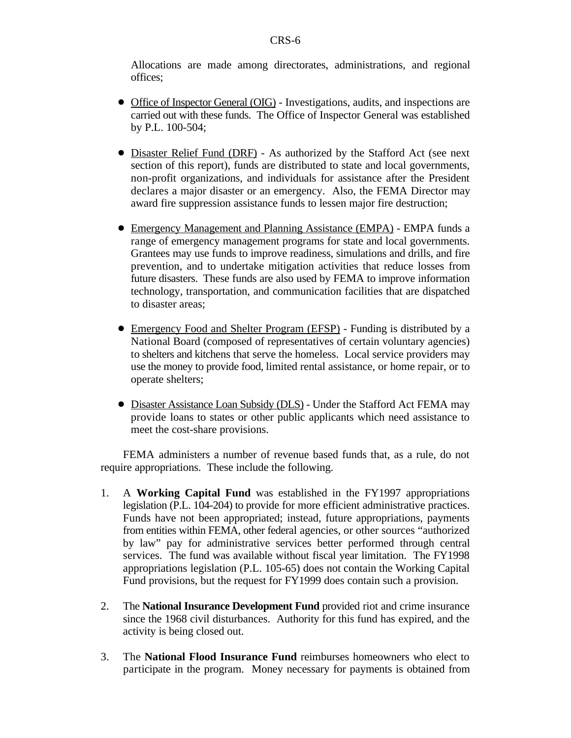Allocations are made among directorates, administrations, and regional offices;

- Office of Inspector General (OIG) - Investigations, audits, and inspections are carried out with these funds. The Office of Inspector General was established by P.L. 100-504;

- Disaster Relief Fund (DRF) - As authorized by the Stafford Act (see next section of this report), funds are distributed to state and local governments, non-profit organizations, and individuals for assistance after the President declares a major disaster or an emergency. Also, the FEMA Director may award fire suppression assistance funds to lessen major fire destruction;

- Emergency Management and Planning Assistance (EMPA) - EMPA funds a range of emergency management programs for state and local governments. Grantees may use funds to improve readiness, simulations and drills, and fire prevention, and to undertake mitigation activities that reduce losses from future disasters. These funds are also used by FEMA to improve information technology, transportation, and communication facilities that are dispatched to disaster areas;

- Emergency Food and Shelter Program (EFSP) - Funding is distributed by a National Board (composed of representatives of certain voluntary agencies) to shelters and kitchens that serve the homeless. Local service providers may use the money to provide food, limited rental assistance, or home repair, or to operate shelters;

- Disaster Assistance Loan Subsidy (DLS) - Under the Stafford Act FEMA may provide loans to states or other public applicants which need assistance to meet the cost-share provisions.

FEMA administers a number of revenue based funds that, as a rule, do not require appropriations. These include the following.

1. A **Working Capital Fund** was established in the FY1997 appropriations legislation (P.L. 104-204) to provide for more efficient administrative practices. Funds have not been appropriated; instead, future appropriations, payments from entities within FEMA, other federal agencies, or other sources "authorized by law" pay for administrative services better performed through central services. The fund was available without fiscal year limitation. The FY1998 appropriations legislation (P.L. 105-65) does not contain the Working Capital Fund provisions, but the request for FY1999 does contain such a provision.

2. The **National Insurance Development Fund** provided riot and crime insurance since the 1968 civil disturbances. Authority for this fund has expired, and the activity is being closed out.

3. The **National Flood Insurance Fund** reimburses homeowners who elect to participate in the program. Money necessary for payments is obtained from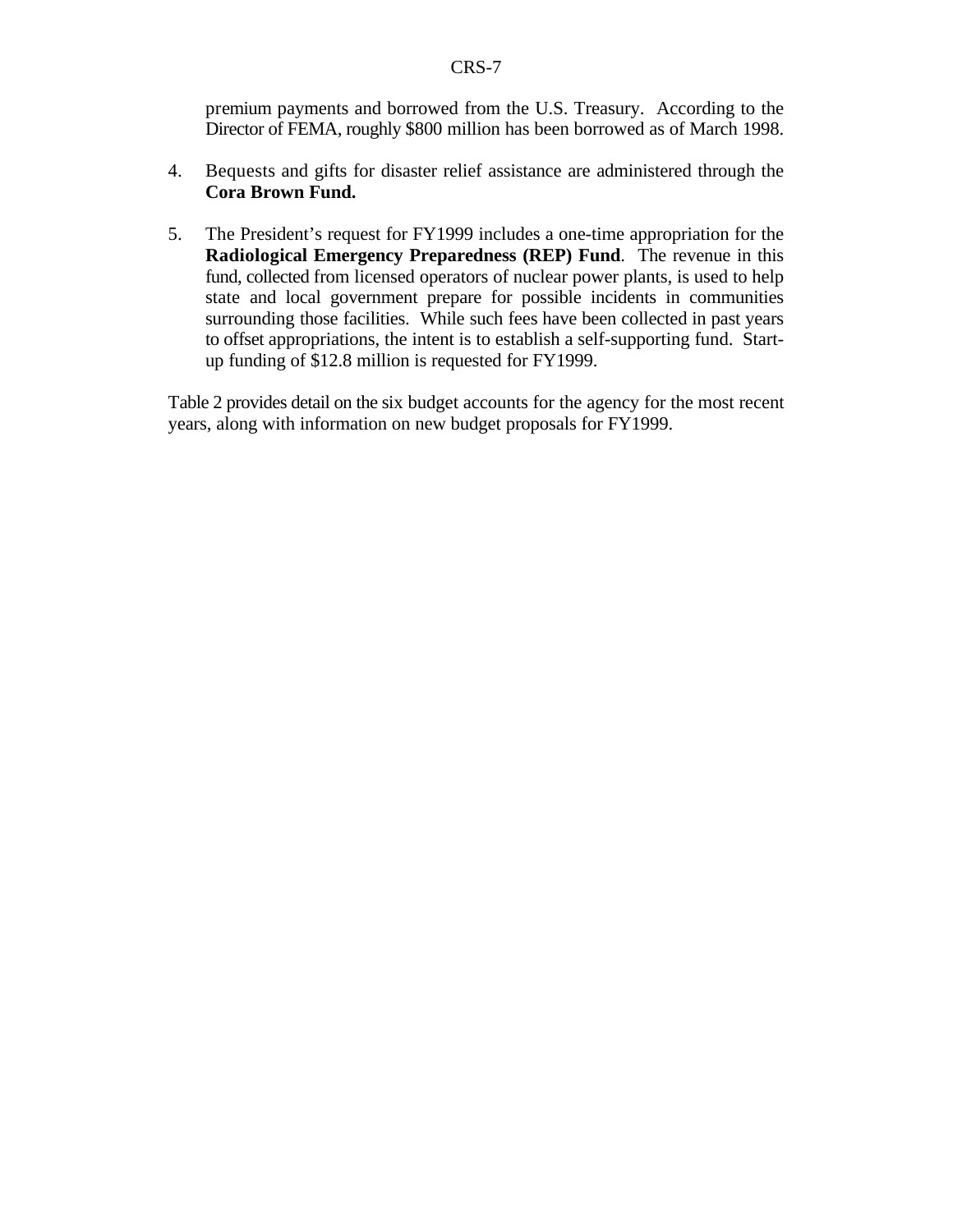premium payments and borrowed from the U.S. Treasury. According to the Director of FEMA, roughly $800 million has been borrowed as of March 1998.

4. Bequests and gifts for disaster relief assistance are administered through the **Cora Brown Fund.**

5. The President's request for FY1999 includes a one-time appropriation for the **Radiological Emergency Preparedness (REP) Fund**. The revenue in this fund, collected from licensed operators of nuclear power plants, is used to help state and local government prepare for possible incidents in communities surrounding those facilities. While such fees have been collected in past years to offset appropriations, the intent is to establish a self-supporting fund. Start-up funding of $12.8 million is requested for FY1999.

Table 2 provides detail on the six budget accounts for the agency for the most recent years, along with information on new budget proposals for FY1999.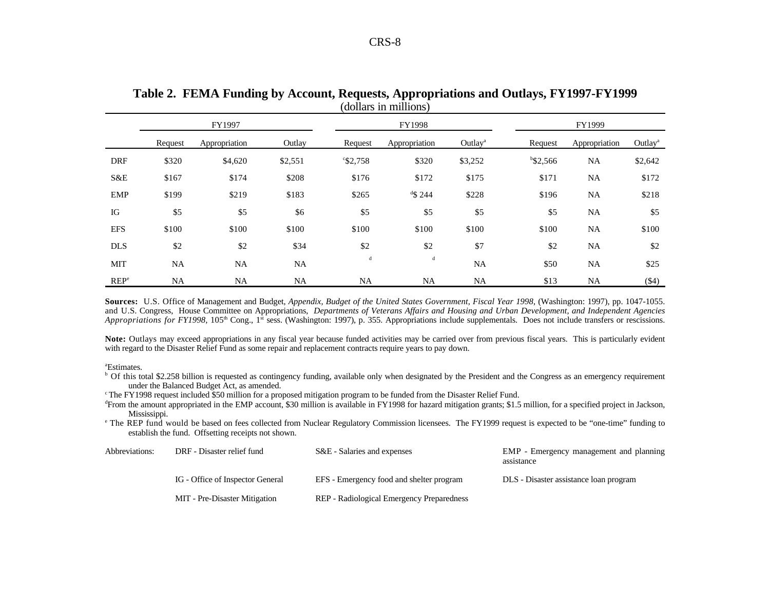**Table 2. FEMA Funding by Account, Requests, Appropriations and Outlays, FY1997-FY1999**
(dollars in millions)

| | FY1997 | | | FY1998 | | | FY1999 | | |
|---|---|---|---|---|---|---|---|---|---|
| | Request | Appropriation | Outlay | Request | Appropriation | Outlay[a] | Request | Appropriation | Outlay[a] |
| DRF | $320 | $4,620 | $2,551 | [c]$2,758 | $320 | $3,252 | [b]$2,566 | NA | $2,642 |
| S&E | $167 | $174 | $208 | $176 | $172 | $175 | $171 | NA | $172 |
| EMP | $199 | $219 | $183 | $265 | [d]$ 244 | $228 | $196 | NA | $218 |
| IG | $5 | $5 | $6 | $5 | $5 | $5 | $5 | NA | $5 |
| EFS | $100 | $100 | $100 | $100 | $100 | $100 | $100 | NA | $100 |
| DLS | $2 | $2 | $34 | $2 | $2 | $7 | $2 | NA | $2 |
| MIT | NA | NA | NA | [d] | [d] | NA | $50 | NA | $25 |
| REP[e] | NA | NA | NA | NA | NA | NA | $13 | NA | ($4) |

**Sources:** U.S. Office of Management and Budget, *Appendix, Budget of the United States Government, Fiscal Year 1998*, (Washington: 1997), pp. 1047-1055. and U.S. Congress, House Committee on Appropriations, *Departments of Veterans Affairs and Housing and Urban Development, and Independent Agencies Appropriations for FY1998*, 105th Cong., 1st sess. (Washington: 1997), p. 355. Appropriations include supplementals. Does not include transfers or rescissions.

**Note:** Outlays may exceed appropriations in any fiscal year because funded activities may be carried over from previous fiscal years. This is particularly evident with regard to the Disaster Relief Fund as some repair and replacement contracts require years to pay down.

[a]Estimates.

[b] Of this total $2.258 billion is requested as contingency funding, available only when designated by the President and the Congress as an emergency requirement under the Balanced Budget Act, as amended.

[c] The FY1998 request included $50 million for a proposed mitigation program to be funded from the Disaster Relief Fund.

[d]From the amount appropriated in the EMP account, $30 million is available in FY1998 for hazard mitigation grants; $1.5 million, for a specified project in Jackson, Mississippi.

[e] The REP fund would be based on fees collected from Nuclear Regulatory Commission licensees. The FY1999 request is expected to be "one-time" funding to establish the fund. Offsetting receipts not shown.

Abbreviations:

- DRF - Disaster relief fund
- S&E - Salaries and expenses
- EMP - Emergency management and planning assistance
- IG - Office of Inspector General
- EFS - Emergency food and shelter program
- DLS - Disaster assistance loan program
- MIT - Pre-Disaster Mitigation
- REP - Radiological Emergency Preparedness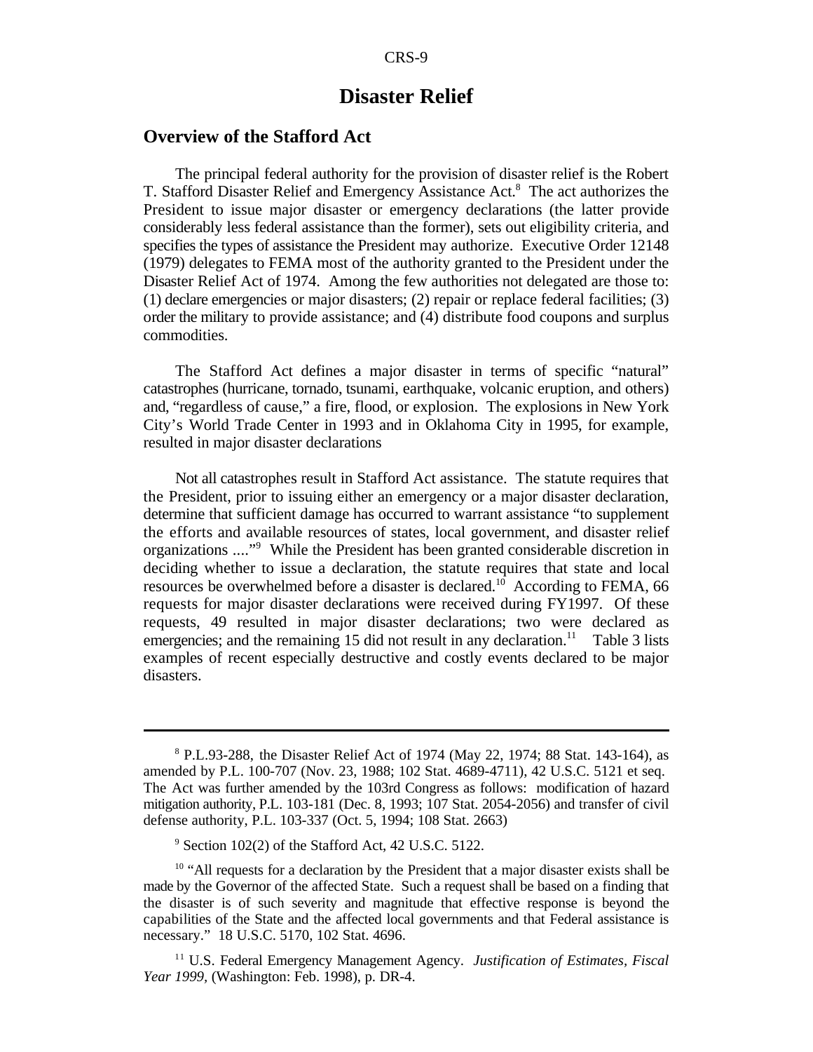# Disaster Relief

## Overview of the Stafford Act

The principal federal authority for the provision of disaster relief is the Robert T. Stafford Disaster Relief and Emergency Assistance Act.[8] The act authorizes the President to issue major disaster or emergency declarations (the latter provide considerably less federal assistance than the former), sets out eligibility criteria, and specifies the types of assistance the President may authorize. Executive Order 12148 (1979) delegates to FEMA most of the authority granted to the President under the Disaster Relief Act of 1974. Among the few authorities not delegated are those to: (1) declare emergencies or major disasters; (2) repair or replace federal facilities; (3) order the military to provide assistance; and (4) distribute food coupons and surplus commodities.

The Stafford Act defines a major disaster in terms of specific "natural" catastrophes (hurricane, tornado, tsunami, earthquake, volcanic eruption, and others) and, "regardless of cause," a fire, flood, or explosion. The explosions in New York City's World Trade Center in 1993 and in Oklahoma City in 1995, for example, resulted in major disaster declarations

Not all catastrophes result in Stafford Act assistance. The statute requires that the President, prior to issuing either an emergency or a major disaster declaration, determine that sufficient damage has occurred to warrant assistance "to supplement the efforts and available resources of states, local government, and disaster relief organizations ...."[9] While the President has been granted considerable discretion in deciding whether to issue a declaration, the statute requires that state and local resources be overwhelmed before a disaster is declared.[10] According to FEMA, 66 requests for major disaster declarations were received during FY1997. Of these requests, 49 resulted in major disaster declarations; two were declared as emergencies; and the remaining 15 did not result in any declaration.[11] Table 3 lists examples of recent especially destructive and costly events declared to be major disasters.

---

[8] P.L.93-288, the Disaster Relief Act of 1974 (May 22, 1974; 88 Stat. 143-164), as amended by P.L. 100-707 (Nov. 23, 1988; 102 Stat. 4689-4711), 42 U.S.C. 5121 et seq. The Act was further amended by the 103rd Congress as follows: modification of hazard mitigation authority, P.L. 103-181 (Dec. 8, 1993; 107 Stat. 2054-2056) and transfer of civil defense authority, P.L. 103-337 (Oct. 5, 1994; 108 Stat. 2663)

[9] Section 102(2) of the Stafford Act, 42 U.S.C. 5122.

[10] "All requests for a declaration by the President that a major disaster exists shall be made by the Governor of the affected State. Such a request shall be based on a finding that the disaster is of such severity and magnitude that effective response is beyond the capabilities of the State and the affected local governments and that Federal assistance is necessary." 18 U.S.C. 5170, 102 Stat. 4696.

[11] U.S. Federal Emergency Management Agency. *Justification of Estimates, Fiscal Year 1999*, (Washington: Feb. 1998), p. DR-4.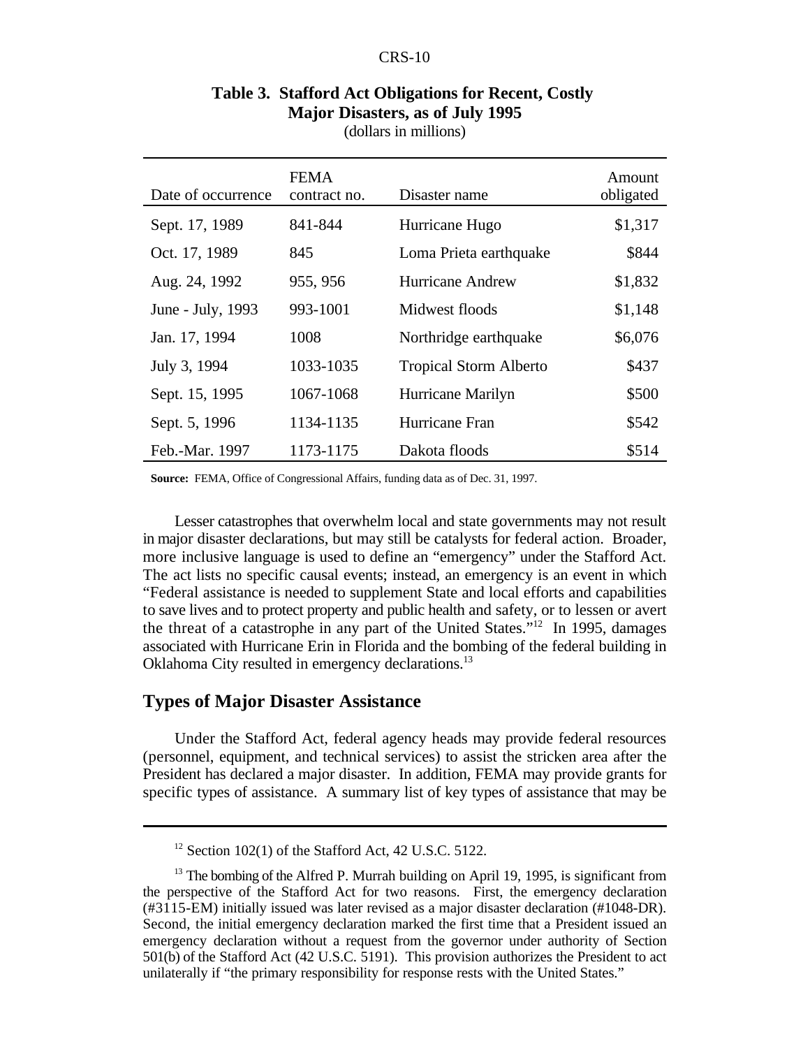**Table 3. Stafford Act Obligations for Recent, Costly Major Disasters, as of July 1995**
(dollars in millions)

| Date of occurrence | FEMA contract no. | Disaster name | Amount obligated |
|---|---|---|---|
| Sept. 17, 1989 | 841-844 | Hurricane Hugo | $1,317 |
| Oct. 17, 1989 | 845 | Loma Prieta earthquake | $844 |
| Aug. 24, 1992 | 955, 956 | Hurricane Andrew | $1,832 |
| June - July, 1993 | 993-1001 | Midwest floods | $1,148 |
| Jan. 17, 1994 | 1008 | Northridge earthquake | $6,076 |
| July 3, 1994 | 1033-1035 | Tropical Storm Alberto | $437 |
| Sept. 15, 1995 | 1067-1068 | Hurricane Marilyn | $500 |
| Sept. 5, 1996 | 1134-1135 | Hurricane Fran | $542 |
| Feb.-Mar. 1997 | 1173-1175 | Dakota floods | $514 |

**Source:** FEMA, Office of Congressional Affairs, funding data as of Dec. 31, 1997.

Lesser catastrophes that overwhelm local and state governments may not result in major disaster declarations, but may still be catalysts for federal action. Broader, more inclusive language is used to define an "emergency" under the Stafford Act. The act lists no specific causal events; instead, an emergency is an event in which "Federal assistance is needed to supplement State and local efforts and capabilities to save lives and to protect property and public health and safety, or to lessen or avert the threat of a catastrophe in any part of the United States."[12] In 1995, damages associated with Hurricane Erin in Florida and the bombing of the federal building in Oklahoma City resulted in emergency declarations.[13]

## Types of Major Disaster Assistance

Under the Stafford Act, federal agency heads may provide federal resources (personnel, equipment, and technical services) to assist the stricken area after the President has declared a major disaster. In addition, FEMA may provide grants for specific types of assistance. A summary list of key types of assistance that may be

[12] Section 102(1) of the Stafford Act, 42 U.S.C. 5122.

[13] The bombing of the Alfred P. Murrah building on April 19, 1995, is significant from the perspective of the Stafford Act for two reasons. First, the emergency declaration (#3115-EM) initially issued was later revised as a major disaster declaration (#1048-DR). Second, the initial emergency declaration marked the first time that a President issued an emergency declaration without a request from the governor under authority of Section 501(b) of the Stafford Act (42 U.S.C. 5191). This provision authorizes the President to act unilaterally if "the primary responsibility for response rests with the United States."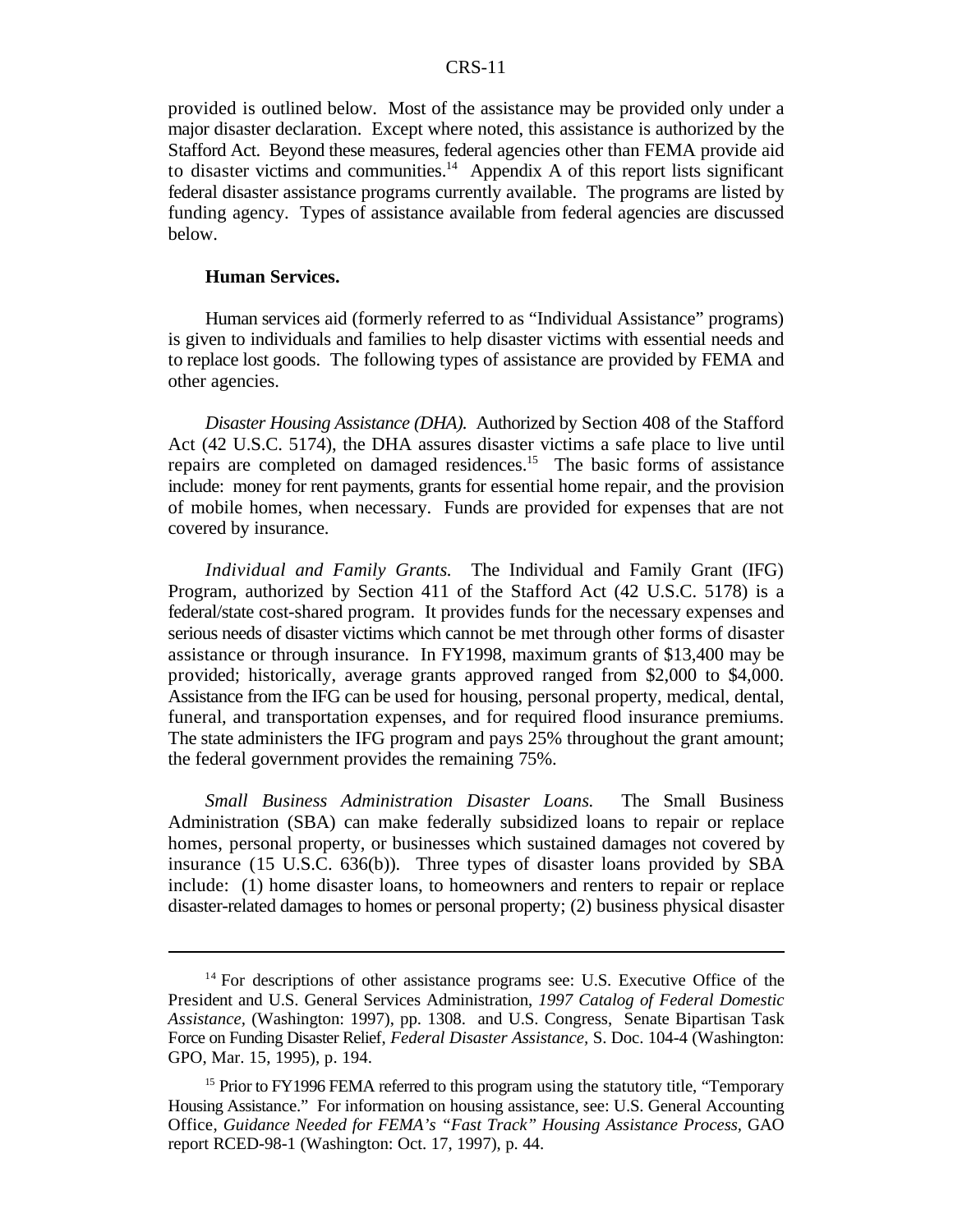provided is outlined below. Most of the assistance may be provided only under a major disaster declaration. Except where noted, this assistance is authorized by the Stafford Act. Beyond these measures, federal agencies other than FEMA provide aid to disaster victims and communities.[14] Appendix A of this report lists significant federal disaster assistance programs currently available. The programs are listed by funding agency. Types of assistance available from federal agencies are discussed below.

**Human Services.**

Human services aid (formerly referred to as "Individual Assistance" programs) is given to individuals and families to help disaster victims with essential needs and to replace lost goods. The following types of assistance are provided by FEMA and other agencies.

*Disaster Housing Assistance (DHA).* Authorized by Section 408 of the Stafford Act (42 U.S.C. 5174), the DHA assures disaster victims a safe place to live until repairs are completed on damaged residences.[15] The basic forms of assistance include: money for rent payments, grants for essential home repair, and the provision of mobile homes, when necessary. Funds are provided for expenses that are not covered by insurance.

*Individual and Family Grants.* The Individual and Family Grant (IFG) Program, authorized by Section 411 of the Stafford Act (42 U.S.C. 5178) is a federal/state cost-shared program. It provides funds for the necessary expenses and serious needs of disaster victims which cannot be met through other forms of disaster assistance or through insurance. In FY1998, maximum grants of $13,400 may be provided; historically, average grants approved ranged from $2,000 to $4,000. Assistance from the IFG can be used for housing, personal property, medical, dental, funeral, and transportation expenses, and for required flood insurance premiums. The state administers the IFG program and pays 25% throughout the grant amount; the federal government provides the remaining 75%.

*Small Business Administration Disaster Loans.* The Small Business Administration (SBA) can make federally subsidized loans to repair or replace homes, personal property, or businesses which sustained damages not covered by insurance (15 U.S.C. 636(b)). Three types of disaster loans provided by SBA include: (1) home disaster loans, to homeowners and renters to repair or replace disaster-related damages to homes or personal property; (2) business physical disaster

---

[14] For descriptions of other assistance programs see: U.S. Executive Office of the President and U.S. General Services Administration, *1997 Catalog of Federal Domestic Assistance*, (Washington: 1997), pp. 1308. and U.S. Congress, Senate Bipartisan Task Force on Funding Disaster Relief, *Federal Disaster Assistance*, S. Doc. 104-4 (Washington: GPO, Mar. 15, 1995), p. 194.

[15] Prior to FY1996 FEMA referred to this program using the statutory title, "Temporary Housing Assistance." For information on housing assistance, see: U.S. General Accounting Office, *Guidance Needed for FEMA's "Fast Track" Housing Assistance Process,* GAO report RCED-98-1 (Washington: Oct. 17, 1997), p. 44.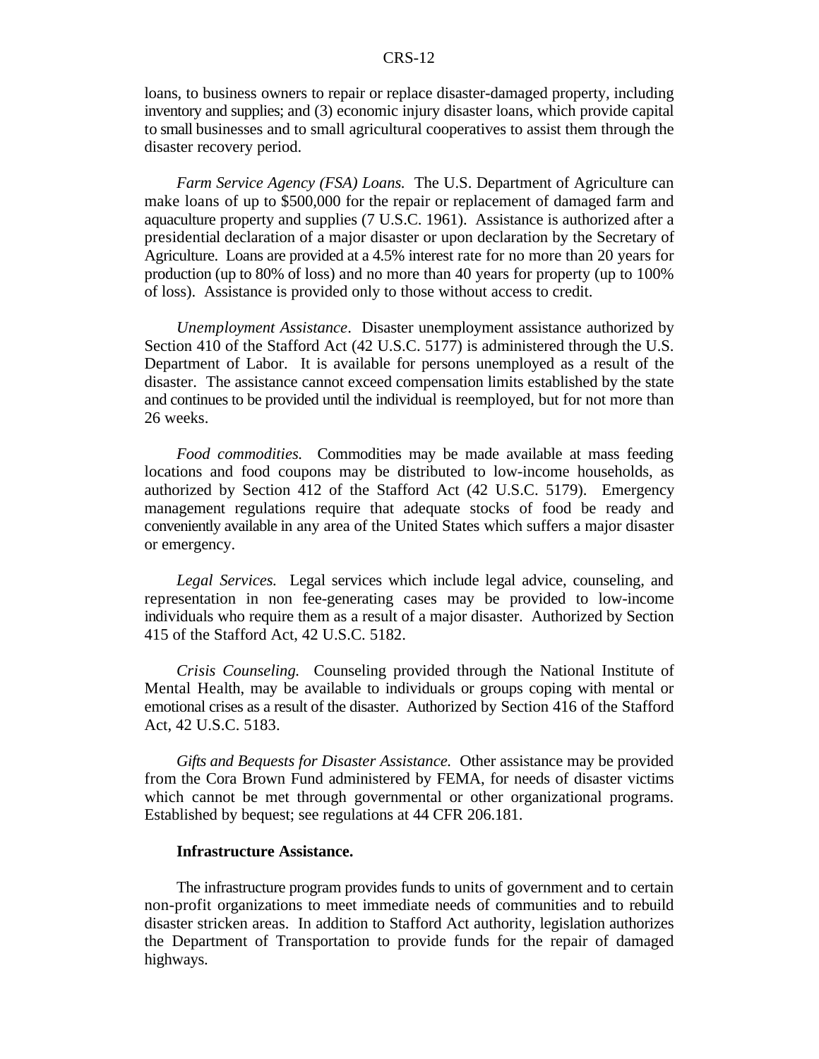loans, to business owners to repair or replace disaster-damaged property, including inventory and supplies; and (3) economic injury disaster loans, which provide capital to small businesses and to small agricultural cooperatives to assist them through the disaster recovery period.

*Farm Service Agency (FSA) Loans.* The U.S. Department of Agriculture can make loans of up to $500,000 for the repair or replacement of damaged farm and aquaculture property and supplies (7 U.S.C. 1961). Assistance is authorized after a presidential declaration of a major disaster or upon declaration by the Secretary of Agriculture. Loans are provided at a 4.5% interest rate for no more than 20 years for production (up to 80% of loss) and no more than 40 years for property (up to 100% of loss). Assistance is provided only to those without access to credit.

*Unemployment Assistance*. Disaster unemployment assistance authorized by Section 410 of the Stafford Act (42 U.S.C. 5177) is administered through the U.S. Department of Labor. It is available for persons unemployed as a result of the disaster. The assistance cannot exceed compensation limits established by the state and continues to be provided until the individual is reemployed, but for not more than 26 weeks.

*Food commodities.* Commodities may be made available at mass feeding locations and food coupons may be distributed to low-income households, as authorized by Section 412 of the Stafford Act (42 U.S.C. 5179). Emergency management regulations require that adequate stocks of food be ready and conveniently available in any area of the United States which suffers a major disaster or emergency.

*Legal Services.* Legal services which include legal advice, counseling, and representation in non fee-generating cases may be provided to low-income individuals who require them as a result of a major disaster. Authorized by Section 415 of the Stafford Act, 42 U.S.C. 5182.

*Crisis Counseling.* Counseling provided through the National Institute of Mental Health, may be available to individuals or groups coping with mental or emotional crises as a result of the disaster. Authorized by Section 416 of the Stafford Act, 42 U.S.C. 5183.

*Gifts and Bequests for Disaster Assistance.* Other assistance may be provided from the Cora Brown Fund administered by FEMA, for needs of disaster victims which cannot be met through governmental or other organizational programs. Established by bequest; see regulations at 44 CFR 206.181.

**Infrastructure Assistance.**

The infrastructure program provides funds to units of government and to certain non-profit organizations to meet immediate needs of communities and to rebuild disaster stricken areas. In addition to Stafford Act authority, legislation authorizes the Department of Transportation to provide funds for the repair of damaged highways.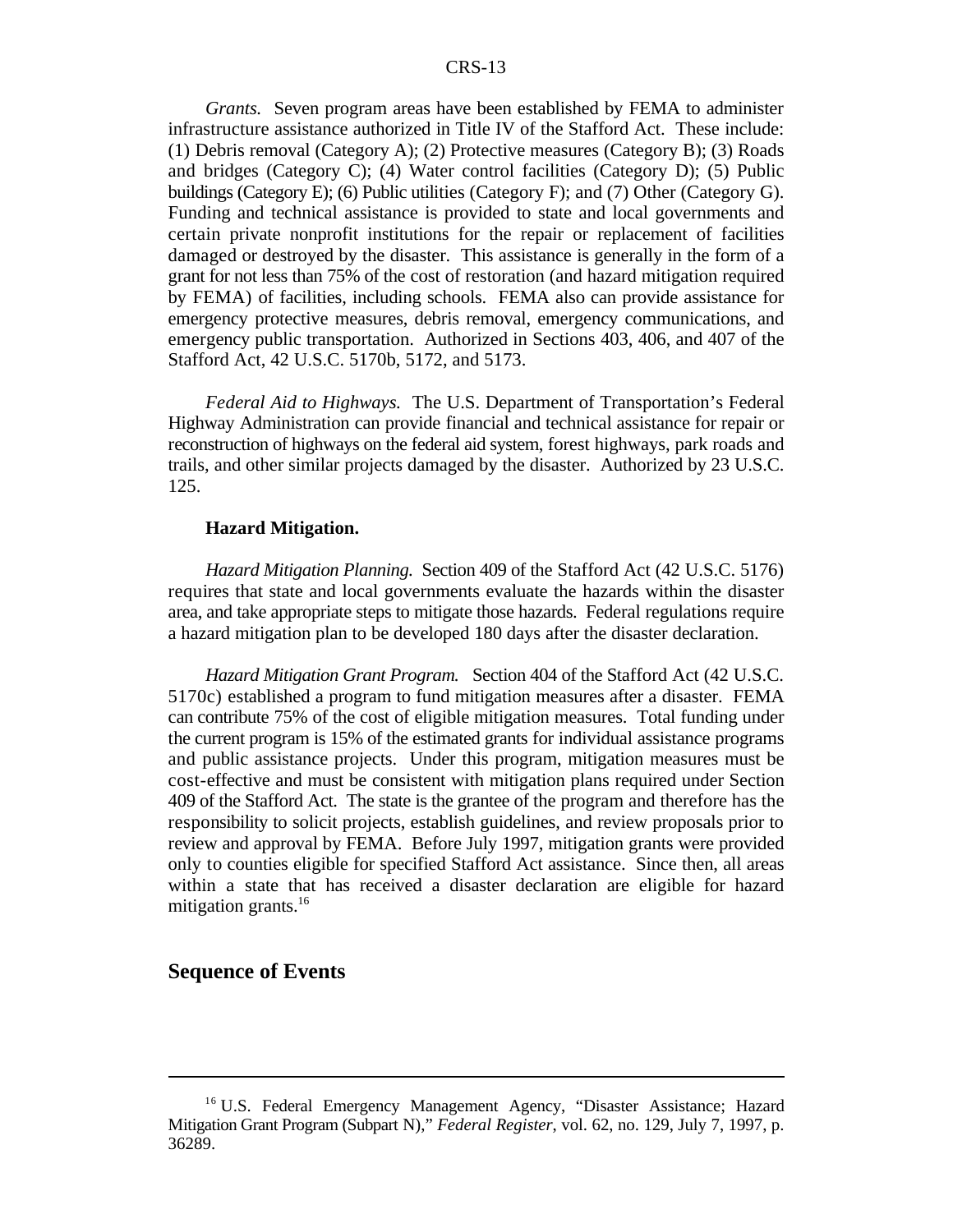*Grants.* Seven program areas have been established by FEMA to administer infrastructure assistance authorized in Title IV of the Stafford Act. These include: (1) Debris removal (Category A); (2) Protective measures (Category B); (3) Roads and bridges (Category C); (4) Water control facilities (Category D); (5) Public buildings (Category E); (6) Public utilities (Category F); and (7) Other (Category G). Funding and technical assistance is provided to state and local governments and certain private nonprofit institutions for the repair or replacement of facilities damaged or destroyed by the disaster. This assistance is generally in the form of a grant for not less than 75% of the cost of restoration (and hazard mitigation required by FEMA) of facilities, including schools. FEMA also can provide assistance for emergency protective measures, debris removal, emergency communications, and emergency public transportation. Authorized in Sections 403, 406, and 407 of the Stafford Act, 42 U.S.C. 5170b, 5172, and 5173.

*Federal Aid to Highways.* The U.S. Department of Transportation's Federal Highway Administration can provide financial and technical assistance for repair or reconstruction of highways on the federal aid system, forest highways, park roads and trails, and other similar projects damaged by the disaster. Authorized by 23 U.S.C. 125.

**Hazard Mitigation.**

*Hazard Mitigation Planning.* Section 409 of the Stafford Act (42 U.S.C. 5176) requires that state and local governments evaluate the hazards within the disaster area, and take appropriate steps to mitigate those hazards. Federal regulations require a hazard mitigation plan to be developed 180 days after the disaster declaration.

*Hazard Mitigation Grant Program.* Section 404 of the Stafford Act (42 U.S.C. 5170c) established a program to fund mitigation measures after a disaster. FEMA can contribute 75% of the cost of eligible mitigation measures. Total funding under the current program is 15% of the estimated grants for individual assistance programs and public assistance projects. Under this program, mitigation measures must be cost-effective and must be consistent with mitigation plans required under Section 409 of the Stafford Act. The state is the grantee of the program and therefore has the responsibility to solicit projects, establish guidelines, and review proposals prior to review and approval by FEMA. Before July 1997, mitigation grants were provided only to counties eligible for specified Stafford Act assistance. Since then, all areas within a state that has received a disaster declaration are eligible for hazard mitigation grants.[16]

## Sequence of Events

[16] U.S. Federal Emergency Management Agency, "Disaster Assistance; Hazard Mitigation Grant Program (Subpart N)," *Federal Register*, vol. 62, no. 129, July 7, 1997, p. 36289.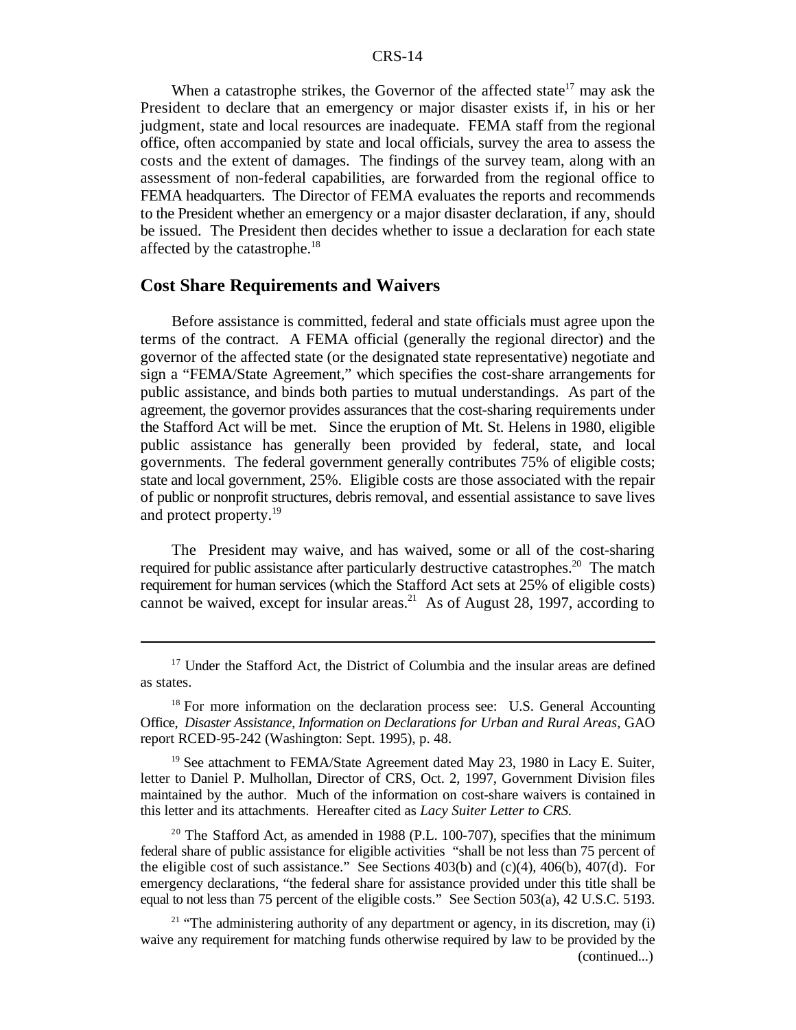When a catastrophe strikes, the Governor of the affected state[17] may ask the President to declare that an emergency or major disaster exists if, in his or her judgment, state and local resources are inadequate. FEMA staff from the regional office, often accompanied by state and local officials, survey the area to assess the costs and the extent of damages. The findings of the survey team, along with an assessment of non-federal capabilities, are forwarded from the regional office to FEMA headquarters. The Director of FEMA evaluates the reports and recommends to the President whether an emergency or a major disaster declaration, if any, should be issued. The President then decides whether to issue a declaration for each state affected by the catastrophe.[18]

## Cost Share Requirements and Waivers

Before assistance is committed, federal and state officials must agree upon the terms of the contract. A FEMA official (generally the regional director) and the governor of the affected state (or the designated state representative) negotiate and sign a "FEMA/State Agreement," which specifies the cost-share arrangements for public assistance, and binds both parties to mutual understandings. As part of the agreement, the governor provides assurances that the cost-sharing requirements under the Stafford Act will be met. Since the eruption of Mt. St. Helens in 1980, eligible public assistance has generally been provided by federal, state, and local governments. The federal government generally contributes 75% of eligible costs; state and local government, 25%. Eligible costs are those associated with the repair of public or nonprofit structures, debris removal, and essential assistance to save lives and protect property.[19]

The President may waive, and has waived, some or all of the cost-sharing required for public assistance after particularly destructive catastrophes.[20] The match requirement for human services (which the Stafford Act sets at 25% of eligible costs) cannot be waived, except for insular areas.[21] As of August 28, 1997, according to

---

[17] Under the Stafford Act, the District of Columbia and the insular areas are defined as states.

[18] For more information on the declaration process see: U.S. General Accounting Office, *Disaster Assistance, Information on Declarations for Urban and Rural Areas*, GAO report RCED-95-242 (Washington: Sept. 1995), p. 48.

[19] See attachment to FEMA/State Agreement dated May 23, 1980 in Lacy E. Suiter, letter to Daniel P. Mulhollan, Director of CRS, Oct. 2, 1997, Government Division files maintained by the author. Much of the information on cost-share waivers is contained in this letter and its attachments. Hereafter cited as *Lacy Suiter Letter to CRS.*

[20] The Stafford Act, as amended in 1988 (P.L. 100-707), specifies that the minimum federal share of public assistance for eligible activities "shall be not less than 75 percent of the eligible cost of such assistance." See Sections 403(b) and (c)(4), 406(b), 407(d). For emergency declarations, "the federal share for assistance provided under this title shall be equal to not less than 75 percent of the eligible costs." See Section 503(a), 42 U.S.C. 5193.

[21] "The administering authority of any department or agency, in its discretion, may (i) waive any requirement for matching funds otherwise required by law to be provided by the (continued...)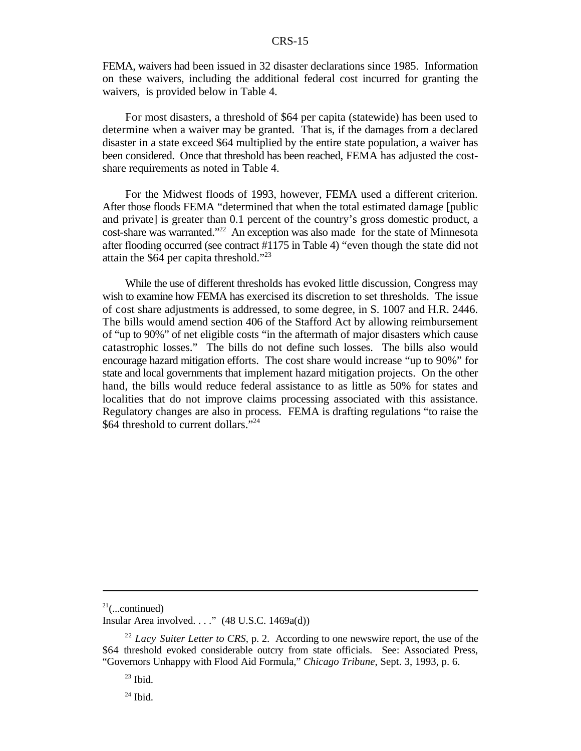FEMA, waivers had been issued in 32 disaster declarations since 1985. Information on these waivers, including the additional federal cost incurred for granting the waivers, is provided below in Table 4.

For most disasters, a threshold of $64 per capita (statewide) has been used to determine when a waiver may be granted. That is, if the damages from a declared disaster in a state exceed $64 multiplied by the entire state population, a waiver has been considered. Once that threshold has been reached, FEMA has adjusted the cost-share requirements as noted in Table 4.

For the Midwest floods of 1993, however, FEMA used a different criterion. After those floods FEMA "determined that when the total estimated damage [public and private] is greater than 0.1 percent of the country's gross domestic product, a cost-share was warranted."[22] An exception was also made for the state of Minnesota after flooding occurred (see contract #1175 in Table 4) "even though the state did not attain the $64 per capita threshold."[23]

While the use of different thresholds has evoked little discussion, Congress may wish to examine how FEMA has exercised its discretion to set thresholds. The issue of cost share adjustments is addressed, to some degree, in S. 1007 and H.R. 2446. The bills would amend section 406 of the Stafford Act by allowing reimbursement of "up to 90%" of net eligible costs "in the aftermath of major disasters which cause catastrophic losses." The bills do not define such losses. The bills also would encourage hazard mitigation efforts. The cost share would increase "up to 90%" for state and local governments that implement hazard mitigation projects. On the other hand, the bills would reduce federal assistance to as little as 50% for states and localities that do not improve claims processing associated with this assistance. Regulatory changes are also in process. FEMA is drafting regulations "to raise the $64 threshold to current dollars."[24]

---

[21](...continued)
Insular Area involved. . . ." (48 U.S.C. 1469a(d))

[22] *Lacy Suiter Letter to CRS*, p. 2. According to one newswire report, the use of the $64 threshold evoked considerable outcry from state officials. See: Associated Press, "Governors Unhappy with Flood Aid Formula," *Chicago Tribune*, Sept. 3, 1993, p. 6.

[23] Ibid.

[24] Ibid.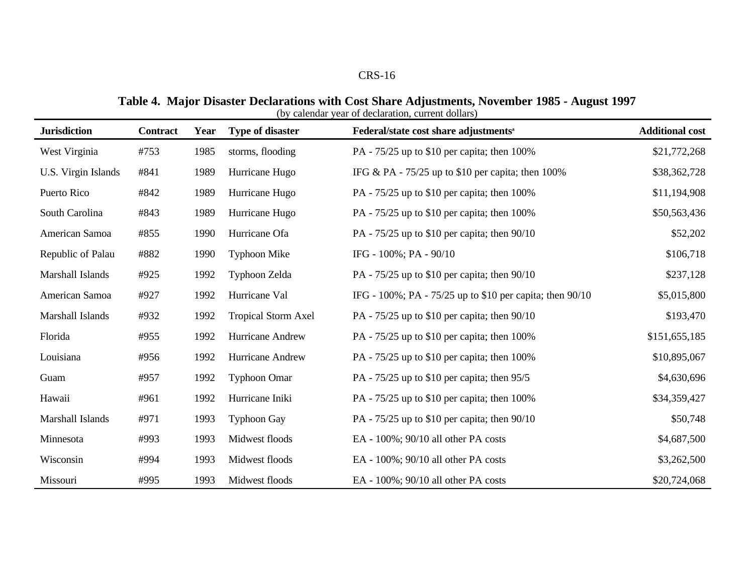**Table 4. Major Disaster Declarations with Cost Share Adjustments, November 1985 - August 1997**
(by calendar year of declaration, current dollars)

| Jurisdiction | Contract | Year | Type of disaster | Federal/state cost share adjustments[a] | Additional cost |
|---|---|---|---|---|---|
| West Virginia | #753 | 1985 | storms, flooding | PA - 75/25 up to $10 per capita; then 100% | $21,772,268 |
| U.S. Virgin Islands | #841 | 1989 | Hurricane Hugo | IFG & PA - 75/25 up to $10 per capita; then 100% | $38,362,728 |
| Puerto Rico | #842 | 1989 | Hurricane Hugo | PA - 75/25 up to $10 per capita; then 100% | $11,194,908 |
| South Carolina | #843 | 1989 | Hurricane Hugo | PA - 75/25 up to $10 per capita; then 100% | $50,563,436 |
| American Samoa | #855 | 1990 | Hurricane Ofa | PA - 75/25 up to $10 per capita; then 90/10 | $52,202 |
| Republic of Palau | #882 | 1990 | Typhoon Mike | IFG - 100%; PA - 90/10 | $106,718 |
| Marshall Islands | #925 | 1992 | Typhoon Zelda | PA - 75/25 up to $10 per capita; then 90/10 | $237,128 |
| American Samoa | #927 | 1992 | Hurricane Val | IFG - 100%; PA - 75/25 up to $10 per capita; then 90/10 | $5,015,800 |
| Marshall Islands | #932 | 1992 | Tropical Storm Axel | PA - 75/25 up to $10 per capita; then 90/10 | $193,470 |
| Florida | #955 | 1992 | Hurricane Andrew | PA - 75/25 up to $10 per capita; then 100% | $151,655,185 |
| Louisiana | #956 | 1992 | Hurricane Andrew | PA - 75/25 up to $10 per capita; then 100% | $10,895,067 |
| Guam | #957 | 1992 | Typhoon Omar | PA - 75/25 up to $10 per capita; then 95/5 | $4,630,696 |
| Hawaii | #961 | 1992 | Hurricane Iniki | PA - 75/25 up to $10 per capita; then 100% | $34,359,427 |
| Marshall Islands | #971 | 1993 | Typhoon Gay | PA - 75/25 up to $10 per capita; then 90/10 | $50,748 |
| Minnesota | #993 | 1993 | Midwest floods | EA - 100%; 90/10 all other PA costs | $4,687,500 |
| Wisconsin | #994 | 1993 | Midwest floods | EA - 100%; 90/10 all other PA costs | $3,262,500 |
| Missouri | #995 | 1993 | Midwest floods | EA - 100%; 90/10 all other PA costs | $20,724,068 |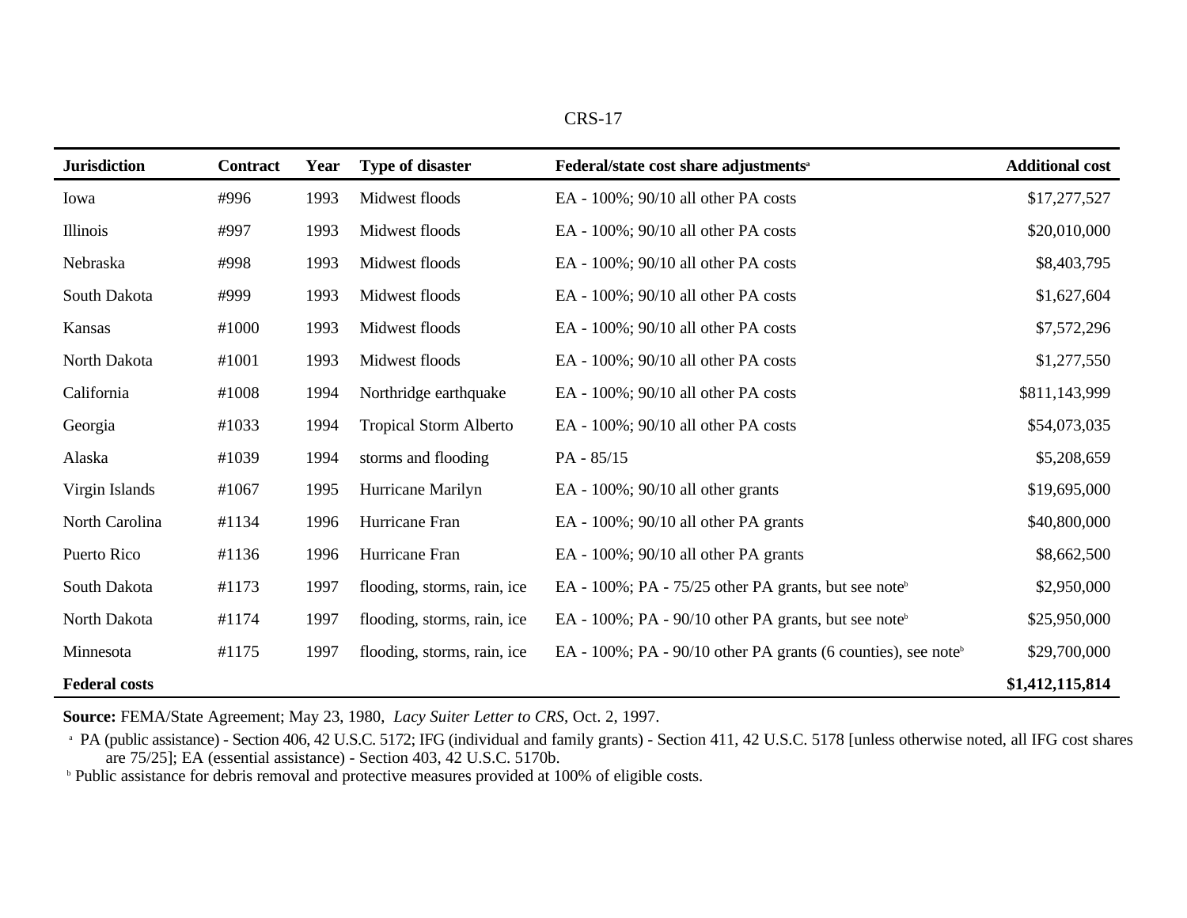| Jurisdiction | Contract | Year | Type of disaster | Federal/state cost share adjustments[a] | Additional cost |
|---|---|---|---|---|---|
| Iowa | #996 | 1993 | Midwest floods | EA - 100%; 90/10 all other PA costs | $17,277,527 |
| Illinois | #997 | 1993 | Midwest floods | EA - 100%; 90/10 all other PA costs | $20,010,000 |
| Nebraska | #998 | 1993 | Midwest floods | EA - 100%; 90/10 all other PA costs | $8,403,795 |
| South Dakota | #999 | 1993 | Midwest floods | EA - 100%; 90/10 all other PA costs | $1,627,604 |
| Kansas | #1000 | 1993 | Midwest floods | EA - 100%; 90/10 all other PA costs | $7,572,296 |
| North Dakota | #1001 | 1993 | Midwest floods | EA - 100%; 90/10 all other PA costs | $1,277,550 |
| California | #1008 | 1994 | Northridge earthquake | EA - 100%; 90/10 all other PA costs | $811,143,999 |
| Georgia | #1033 | 1994 | Tropical Storm Alberto | EA - 100%; 90/10 all other PA costs | $54,073,035 |
| Alaska | #1039 | 1994 | storms and flooding | PA - 85/15 | $5,208,659 |
| Virgin Islands | #1067 | 1995 | Hurricane Marilyn | EA - 100%; 90/10 all other grants | $19,695,000 |
| North Carolina | #1134 | 1996 | Hurricane Fran | EA - 100%; 90/10 all other PA grants | $40,800,000 |
| Puerto Rico | #1136 | 1996 | Hurricane Fran | EA - 100%; 90/10 all other PA grants | $8,662,500 |
| South Dakota | #1173 | 1997 | flooding, storms, rain, ice | EA - 100%; PA - 75/25 other PA grants, but see note[b] | $2,950,000 |
| North Dakota | #1174 | 1997 | flooding, storms, rain, ice | EA - 100%; PA - 90/10 other PA grants, but see note[b] | $25,950,000 |
| Minnesota | #1175 | 1997 | flooding, storms, rain, ice | EA - 100%; PA - 90/10 other PA grants (6 counties), see note[b] | $29,700,000 |
| **Federal costs** | | | | | **$1,412,115,814** |

**Source:** FEMA/State Agreement; May 23, 1980, *Lacy Suiter Letter to CRS*, Oct. 2, 1997.

[a] PA (public assistance) - Section 406, 42 U.S.C. 5172; IFG (individual and family grants) - Section 411, 42 U.S.C. 5178 [unless otherwise noted, all IFG cost shares are 75/25]; EA (essential assistance) - Section 403, 42 U.S.C. 5170b.

[b] Public assistance for debris removal and protective measures provided at 100% of eligible costs.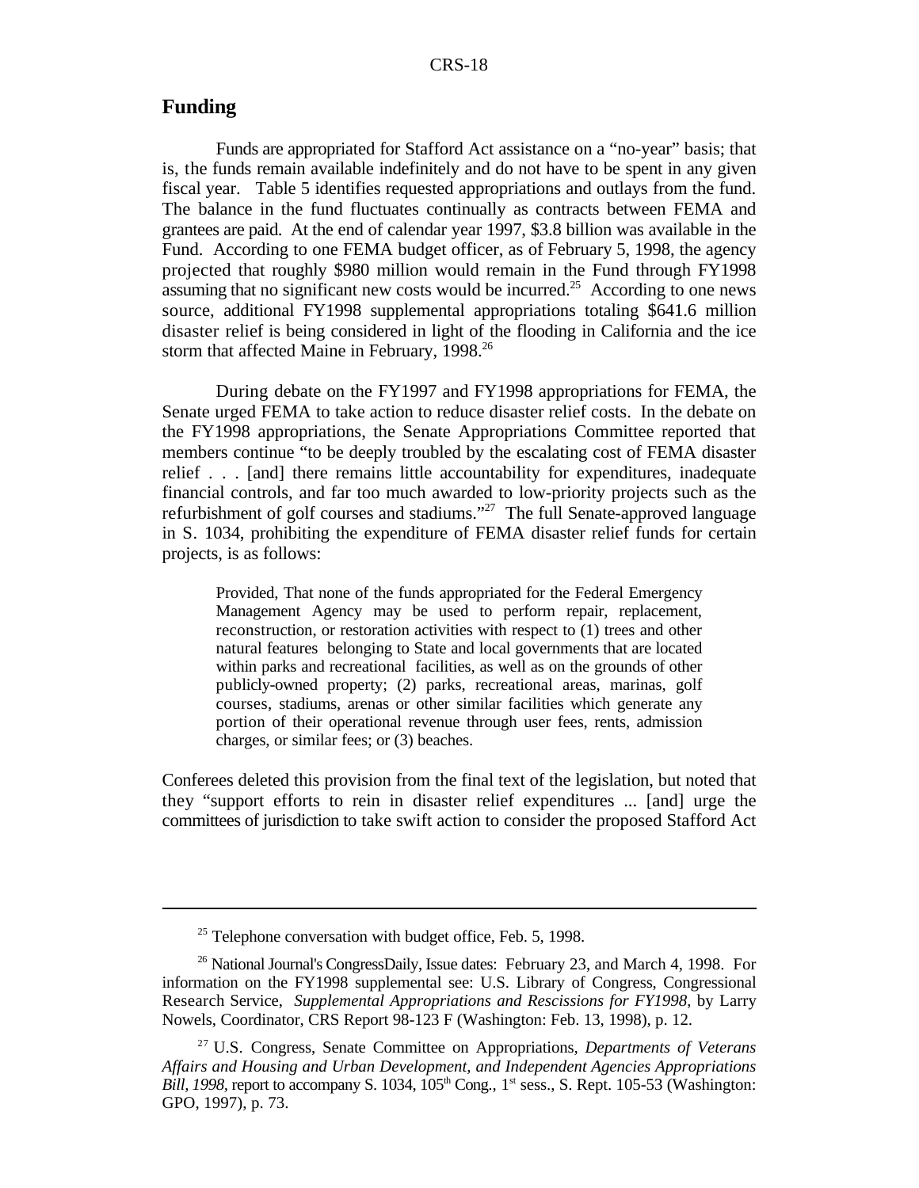## Funding

Funds are appropriated for Stafford Act assistance on a "no-year" basis; that is, the funds remain available indefinitely and do not have to be spent in any given fiscal year. Table 5 identifies requested appropriations and outlays from the fund. The balance in the fund fluctuates continually as contracts between FEMA and grantees are paid. At the end of calendar year 1997, $3.8 billion was available in the Fund. According to one FEMA budget officer, as of February 5, 1998, the agency projected that roughly $980 million would remain in the Fund through FY1998 assuming that no significant new costs would be incurred.[25] According to one news source, additional FY1998 supplemental appropriations totaling $641.6 million disaster relief is being considered in light of the flooding in California and the ice storm that affected Maine in February, 1998.[26]

During debate on the FY1997 and FY1998 appropriations for FEMA, the Senate urged FEMA to take action to reduce disaster relief costs. In the debate on the FY1998 appropriations, the Senate Appropriations Committee reported that members continue "to be deeply troubled by the escalating cost of FEMA disaster relief . . . [and] there remains little accountability for expenditures, inadequate financial controls, and far too much awarded to low-priority projects such as the refurbishment of golf courses and stadiums."[27] The full Senate-approved language in S. 1034, prohibiting the expenditure of FEMA disaster relief funds for certain projects, is as follows:

> Provided, That none of the funds appropriated for the Federal Emergency Management Agency may be used to perform repair, replacement, reconstruction, or restoration activities with respect to (1) trees and other natural features belonging to State and local governments that are located within parks and recreational facilities, as well as on the grounds of other publicly-owned property; (2) parks, recreational areas, marinas, golf courses, stadiums, arenas or other similar facilities which generate any portion of their operational revenue through user fees, rents, admission charges, or similar fees; or (3) beaches.

Conferees deleted this provision from the final text of the legislation, but noted that they "support efforts to rein in disaster relief expenditures ... [and] urge the committees of jurisdiction to take swift action to consider the proposed Stafford Act

---

[25] Telephone conversation with budget office, Feb. 5, 1998.

[26] National Journal's CongressDaily, Issue dates: February 23, and March 4, 1998. For information on the FY1998 supplemental see: U.S. Library of Congress, Congressional Research Service, *Supplemental Appropriations and Rescissions for FY1998*, by Larry Nowels, Coordinator, CRS Report 98-123 F (Washington: Feb. 13, 1998), p. 12.

[27] U.S. Congress, Senate Committee on Appropriations, *Departments of Veterans Affairs and Housing and Urban Development, and Independent Agencies Appropriations Bill, 1998*, report to accompany S. 1034, 105th Cong., 1st sess., S. Rept. 105-53 (Washington: GPO, 1997), p. 73.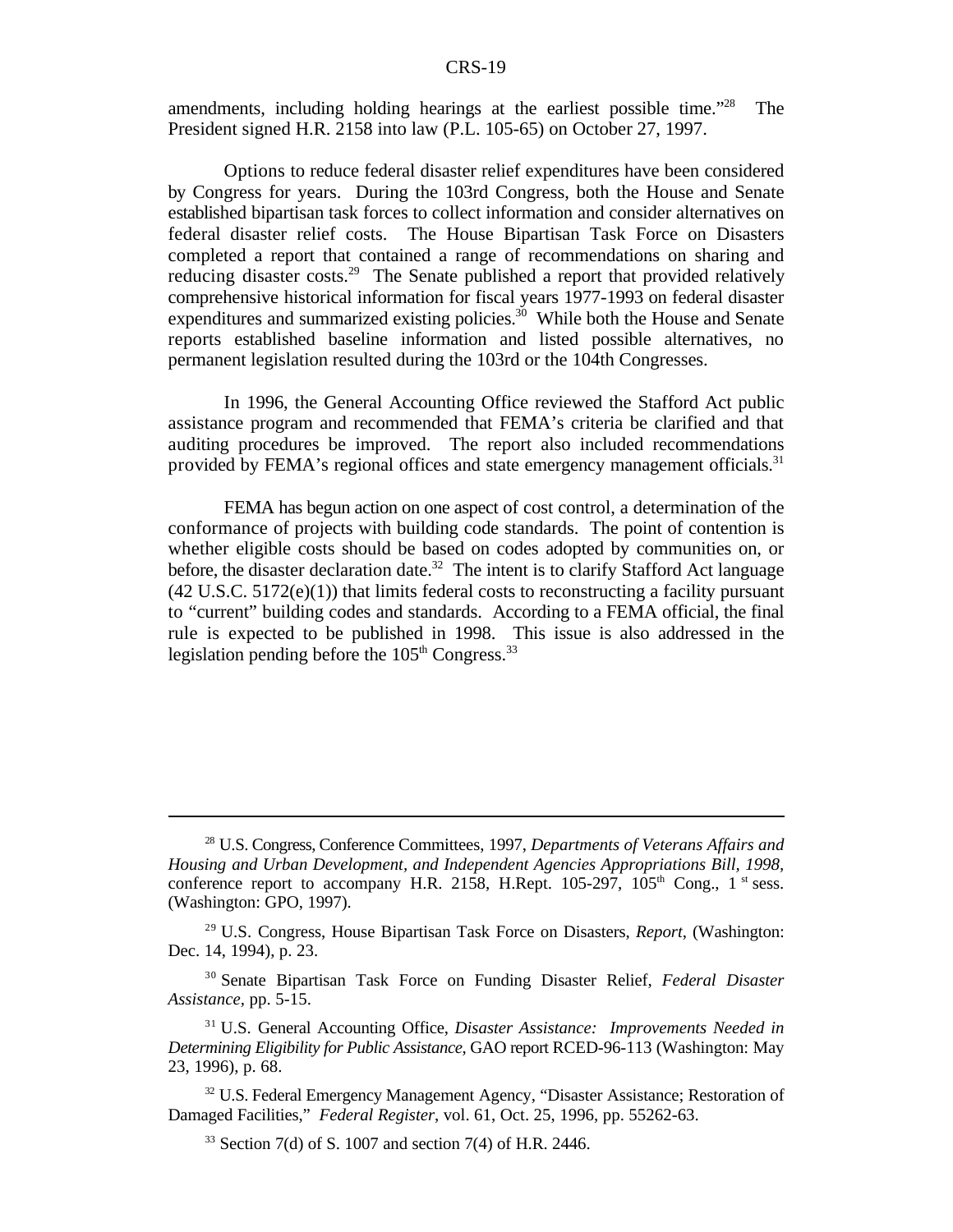amendments, including holding hearings at the earliest possible time."[28] The President signed H.R. 2158 into law (P.L. 105-65) on October 27, 1997.

Options to reduce federal disaster relief expenditures have been considered by Congress for years. During the 103rd Congress, both the House and Senate established bipartisan task forces to collect information and consider alternatives on federal disaster relief costs. The House Bipartisan Task Force on Disasters completed a report that contained a range of recommendations on sharing and reducing disaster costs.[29] The Senate published a report that provided relatively comprehensive historical information for fiscal years 1977-1993 on federal disaster expenditures and summarized existing policies.[30] While both the House and Senate reports established baseline information and listed possible alternatives, no permanent legislation resulted during the 103rd or the 104th Congresses.

In 1996, the General Accounting Office reviewed the Stafford Act public assistance program and recommended that FEMA's criteria be clarified and that auditing procedures be improved. The report also included recommendations provided by FEMA's regional offices and state emergency management officials.[31]

FEMA has begun action on one aspect of cost control, a determination of the conformance of projects with building code standards. The point of contention is whether eligible costs should be based on codes adopted by communities on, or before, the disaster declaration date.[32] The intent is to clarify Stafford Act language (42 U.S.C. 5172(e)(1)) that limits federal costs to reconstructing a facility pursuant to "current" building codes and standards. According to a FEMA official, the final rule is expected to be published in 1998. This issue is also addressed in the legislation pending before the 105th Congress.[33]

---

[28] U.S. Congress, Conference Committees, 1997, *Departments of Veterans Affairs and Housing and Urban Development, and Independent Agencies Appropriations Bill, 1998*, conference report to accompany H.R. 2158, H.Rept. 105-297, 105th Cong., 1st sess. (Washington: GPO, 1997).

[29] U.S. Congress, House Bipartisan Task Force on Disasters, *Report*, (Washington: Dec. 14, 1994), p. 23.

[30] Senate Bipartisan Task Force on Funding Disaster Relief, *Federal Disaster Assistance*, pp. 5-15.

[31] U.S. General Accounting Office, *Disaster Assistance: Improvements Needed in Determining Eligibility for Public Assistance*, GAO report RCED-96-113 (Washington: May 23, 1996), p. 68.

[32] U.S. Federal Emergency Management Agency, "Disaster Assistance; Restoration of Damaged Facilities," *Federal Register*, vol. 61, Oct. 25, 1996, pp. 55262-63.

[33] Section 7(d) of S. 1007 and section 7(4) of H.R. 2446.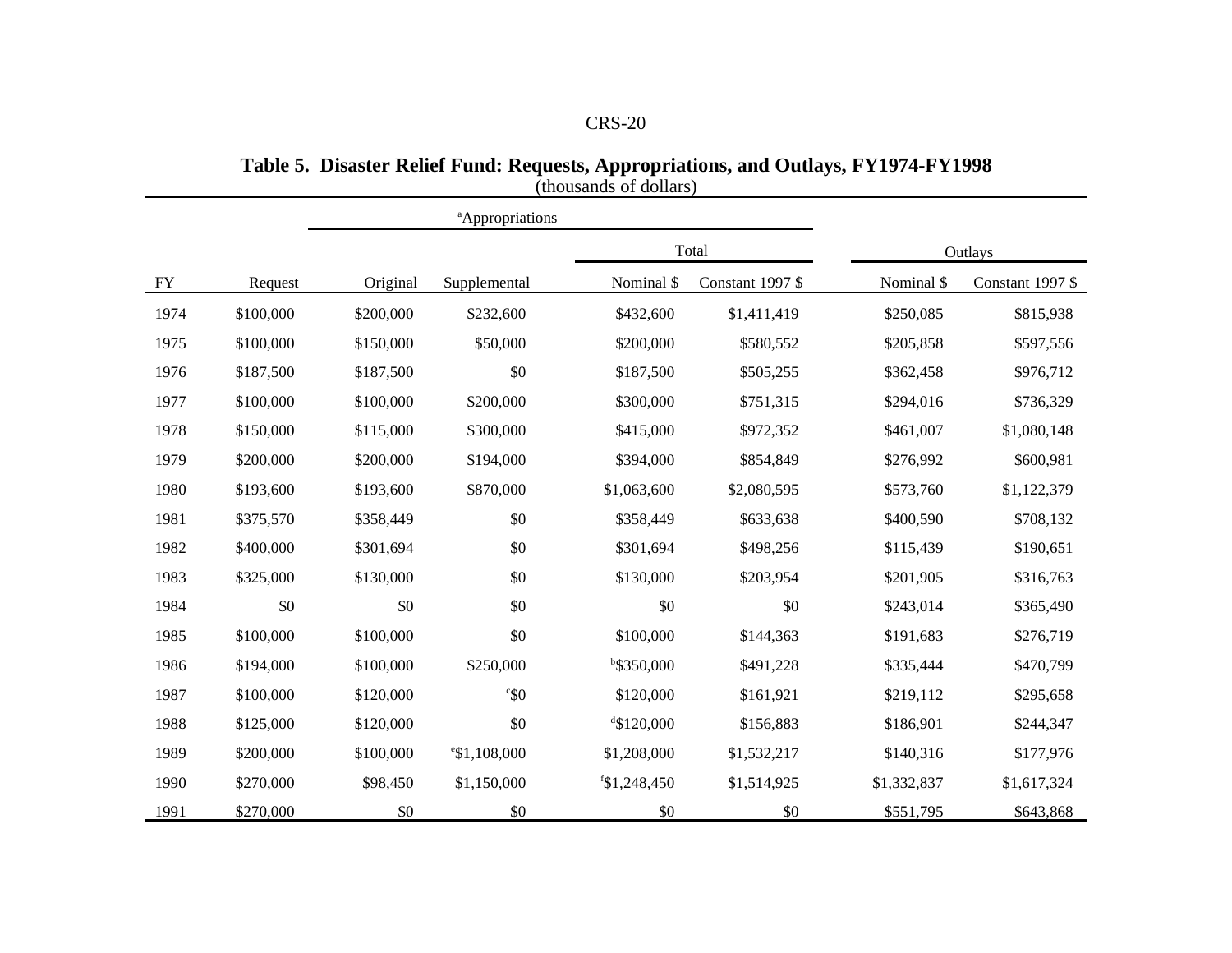**Table 5. Disaster Relief Fund: Requests, Appropriations, and Outlays, FY1974-FY1998**
(thousands of dollars)

| | | [a]Appropriations | | | | Outlays | |
|---|---|---|---|---|---|---|---|
| | | | | Total | | | |
| FY | Request | Original | Supplemental | Nominal $ | Constant 1997 $ | Nominal $ | Constant 1997 $ |
| 1974 | $100,000 | $200,000 | $232,600 | $432,600 | $1,411,419 | $250,085 | $815,938 |
| 1975 | $100,000 | $150,000 | $50,000 | $200,000 | $580,552 | $205,858 | $597,556 |
| 1976 | $187,500 | $187,500 | $0 | $187,500 | $505,255 | $362,458 | $976,712 |
| 1977 | $100,000 | $100,000 | $200,000 | $300,000 | $751,315 | $294,016 | $736,329 |
| 1978 | $150,000 | $115,000 | $300,000 | $415,000 | $972,352 | $461,007 | $1,080,148 |
| 1979 | $200,000 | $200,000 | $194,000 | $394,000 | $854,849 | $276,992 | $600,981 |
| 1980 | $193,600 | $193,600 | $870,000 | $1,063,600 | $2,080,595 | $573,760 | $1,122,379 |
| 1981 | $375,570 | $358,449 | $0 | $358,449 | $633,638 | $400,590 | $708,132 |
| 1982 | $400,000 | $301,694 | $0 | $301,694 | $498,256 | $115,439 | $190,651 |
| 1983 | $325,000 | $130,000 | $0 | $130,000 | $203,954 | $201,905 | $316,763 |
| 1984 | $0 | $0 | $0 | $0 | $0 | $243,014 | $365,490 |
| 1985 | $100,000 | $100,000 | $0 | $100,000 | $144,363 | $191,683 | $276,719 |
| 1986 | $194,000 | $100,000 | $250,000 | [b]$350,000 | $491,228 | $335,444 | $470,799 |
| 1987 | $100,000 | $120,000 | [c]$0 | $120,000 | $161,921 | $219,112 | $295,658 |
| 1988 | $125,000 | $120,000 | $0 | [d]$120,000 | $156,883 | $186,901 | $244,347 |
| 1989 | $200,000 | $100,000 | [e]$1,108,000 | $1,208,000 | $1,532,217 | $140,316 | $177,976 |
| 1990 | $270,000 | $98,450 | $1,150,000 | [f]$1,248,450 | $1,514,925 | $1,332,837 | $1,617,324 |
| 1991 | $270,000 | $0 | $0 | $0 | $0 | $551,795 | $643,868 |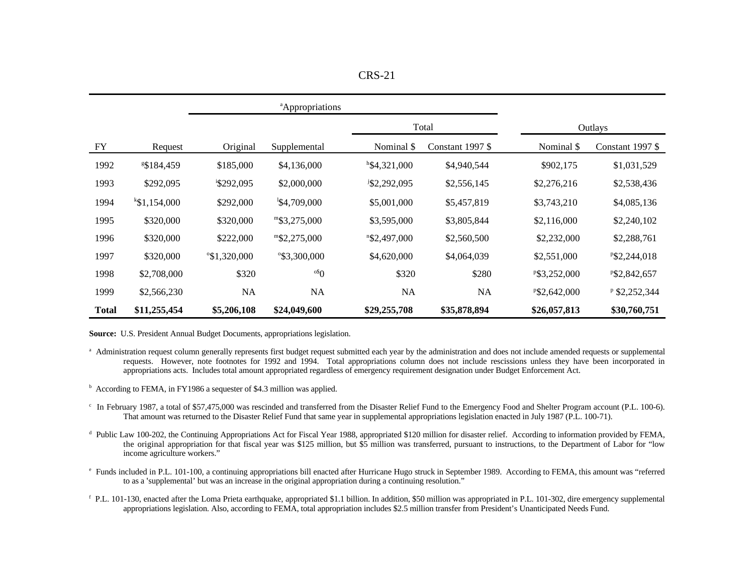| | | [a]Appropriations | | | | | |
|---|---|---|---|---|---|---|---|
| | | | | Total | | Outlays | |
| FY | Request | Original | Supplemental | Nominal $ | Constant 1997 $ | Nominal $ | Constant 1997 $ |
| 1992 | [g]$184,459 | $185,000 | $4,136,000 | [h]$4,321,000 | $4,940,544 | $902,175 | $1,031,529 |
| 1993 | $292,095 | [i]$292,095 | $2,000,000 | [j]$2,292,095 | $2,556,145 | $2,276,216 | $2,538,436 |
| 1994 | [k]$1,154,000 | $292,000 | [l]$4,709,000 | $5,001,000 | $5,457,819 | $3,743,210 | $4,085,136 |
| 1995 | $320,000 | $320,000 | [m]$3,275,000 | $3,595,000 | $3,805,844 | $2,116,000 | $2,240,102 |
| 1996 | $320,000 | $222,000 | [m]$2,275,000 | [n]$2,497,000 | $2,560,500 | $2,232,000 | $2,288,761 |
| 1997 | $320,000 | [o]$1,320,000 | [o]$3,300,000 | $4,620,000 | $4,064,039 | $2,551,000 | [p]$2,244,018 |
| 1998 | $2,708,000 | $320 | [o]$0 | $320 | $280 | [p]$3,252,000 | [p]$2,842,657 |
| 1999 | $2,566,230 | NA | NA | NA | NA | [p]$2,642,000 | [p] $2,252,344 |
| **Total** | **$11,255,454** | **$5,206,108** | **$24,049,600** | **$29,255,708** | **$35,878,894** | **$26,057,813** | **$30,760,751** |

**Source:** U.S. President Annual Budget Documents, appropriations legislation.

[a] Administration request column generally represents first budget request submitted each year by the administration and does not include amended requests or supplemental requests. However, note footnotes for 1992 and 1994. Total appropriations column does not include rescissions unless they have been incorporated in appropriations acts. Includes total amount appropriated regardless of emergency requirement designation under Budget Enforcement Act.

[b] According to FEMA, in FY1986 a sequester of $4.3 million was applied.

[c] In February 1987, a total of $57,475,000 was rescinded and transferred from the Disaster Relief Fund to the Emergency Food and Shelter Program account (P.L. 100-6). That amount was returned to the Disaster Relief Fund that same year in supplemental appropriations legislation enacted in July 1987 (P.L. 100-71).

[d] Public Law 100-202, the Continuing Appropriations Act for Fiscal Year 1988, appropriated $120 million for disaster relief. According to information provided by FEMA, the original appropriation for that fiscal year was $125 million, but $5 million was transferred, pursuant to instructions, to the Department of Labor for "low income agriculture workers."

[e] Funds included in P.L. 101-100, a continuing appropriations bill enacted after Hurricane Hugo struck in September 1989. According to FEMA, this amount was "referred to as a 'supplemental' but was an increase in the original appropriation during a continuing resolution."

[f] P.L. 101-130, enacted after the Loma Prieta earthquake, appropriated $1.1 billion. In addition, $50 million was appropriated in P.L. 101-302, dire emergency supplemental appropriations legislation. Also, according to FEMA, total appropriation includes $2.5 million transfer from President's Unanticipated Needs Fund.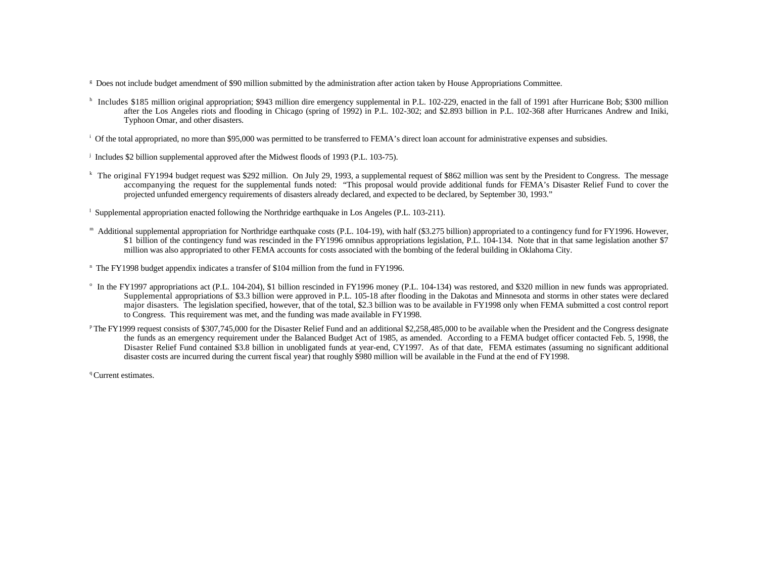[g] Does not include budget amendment of $90 million submitted by the administration after action taken by House Appropriations Committee.

[h] Includes $185 million original appropriation; $943 million dire emergency supplemental in P.L. 102-229, enacted in the fall of 1991 after Hurricane Bob; $300 million after the Los Angeles riots and flooding in Chicago (spring of 1992) in P.L. 102-302; and $2.893 billion in P.L. 102-368 after Hurricanes Andrew and Iniki, Typhoon Omar, and other disasters.

[i] Of the total appropriated, no more than $95,000 was permitted to be transferred to FEMA's direct loan account for administrative expenses and subsidies.

[j] Includes $2 billion supplemental approved after the Midwest floods of 1993 (P.L. 103-75).

[k] The original FY1994 budget request was $292 million. On July 29, 1993, a supplemental request of $862 million was sent by the President to Congress. The message accompanying the request for the supplemental funds noted: "This proposal would provide additional funds for FEMA's Disaster Relief Fund to cover the projected unfunded emergency requirements of disasters already declared, and expected to be declared, by September 30, 1993."

[l] Supplemental appropriation enacted following the Northridge earthquake in Los Angeles (P.L. 103-211).

[m] Additional supplemental appropriation for Northridge earthquake costs (P.L. 104-19), with half ($3.275 billion) appropriated to a contingency fund for FY1996. However, $1 billion of the contingency fund was rescinded in the FY1996 omnibus appropriations legislation, P.L. 104-134. Note that in that same legislation another $7 million was also appropriated to other FEMA accounts for costs associated with the bombing of the federal building in Oklahoma City.

[n] The FY1998 budget appendix indicates a transfer of $104 million from the fund in FY1996.

[o] In the FY1997 appropriations act (P.L. 104-204), $1 billion rescinded in FY1996 money (P.L. 104-134) was restored, and $320 million in new funds was appropriated. Supplemental appropriations of $3.3 billion were approved in P.L. 105-18 after flooding in the Dakotas and Minnesota and storms in other states were declared major disasters. The legislation specified, however, that of the total, $2.3 billion was to be available in FY1998 only when FEMA submitted a cost control report to Congress. This requirement was met, and the funding was made available in FY1998.

[p] The FY1999 request consists of $307,745,000 for the Disaster Relief Fund and an additional $2,258,485,000 to be available when the President and the Congress designate the funds as an emergency requirement under the Balanced Budget Act of 1985, as amended. According to a FEMA budget officer contacted Feb. 5, 1998, the Disaster Relief Fund contained $3.8 billion in unobligated funds at year-end, CY1997. As of that date, FEMA estimates (assuming no significant additional disaster costs are incurred during the current fiscal year) that roughly $980 million will be available in the Fund at the end of FY1998.

[q] Current estimates.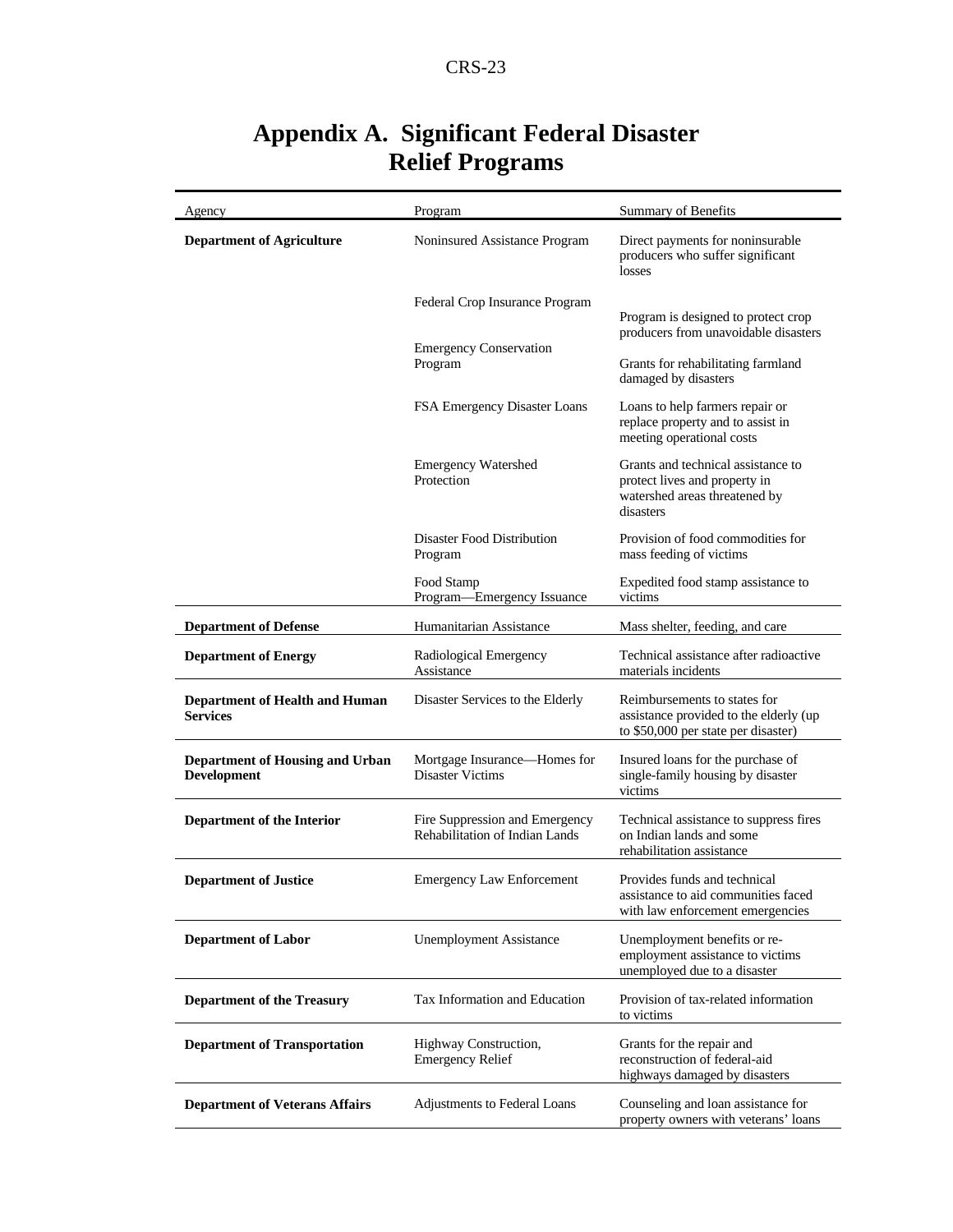# Appendix A. Significant Federal Disaster Relief Programs

| Agency | Program | Summary of Benefits |
|---|---|---|
| **Department of Agriculture** | Noninsured Assistance Program | Direct payments for noninsurable producers who suffer significant losses |
| | Federal Crop Insurance Program | Program is designed to protect crop producers from unavoidable disasters |
| | Emergency Conservation Program | Grants for rehabilitating farmland damaged by disasters |
| | FSA Emergency Disaster Loans | Loans to help farmers repair or replace property and to assist in meeting operational costs |
| | Emergency Watershed Protection | Grants and technical assistance to protect lives and property in watershed areas threatened by disasters |
| | Disaster Food Distribution Program | Provision of food commodities for mass feeding of victims |
| | Food Stamp Program—Emergency Issuance | Expedited food stamp assistance to victims |
| **Department of Defense** | Humanitarian Assistance | Mass shelter, feeding, and care |
| **Department of Energy** | Radiological Emergency Assistance | Technical assistance after radioactive materials incidents |
| **Department of Health and Human Services** | Disaster Services to the Elderly | Reimbursements to states for assistance provided to the elderly (up to $50,000 per state per disaster) |
| **Department of Housing and Urban Development** | Mortgage Insurance—Homes for Disaster Victims | Insured loans for the purchase of single-family housing by disaster victims |
| **Department of the Interior** | Fire Suppression and Emergency Rehabilitation of Indian Lands | Technical assistance to suppress fires on Indian lands and some rehabilitation assistance |
| **Department of Justice** | Emergency Law Enforcement | Provides funds and technical assistance to aid communities faced with law enforcement emergencies |
| **Department of Labor** | Unemployment Assistance | Unemployment benefits or re-employment assistance to victims unemployed due to a disaster |
| **Department of the Treasury** | Tax Information and Education | Provision of tax-related information to victims |
| **Department of Transportation** | Highway Construction, Emergency Relief | Grants for the repair and reconstruction of federal-aid highways damaged by disasters |
| **Department of Veterans Affairs** | Adjustments to Federal Loans | Counseling and loan assistance for property owners with veterans' loans |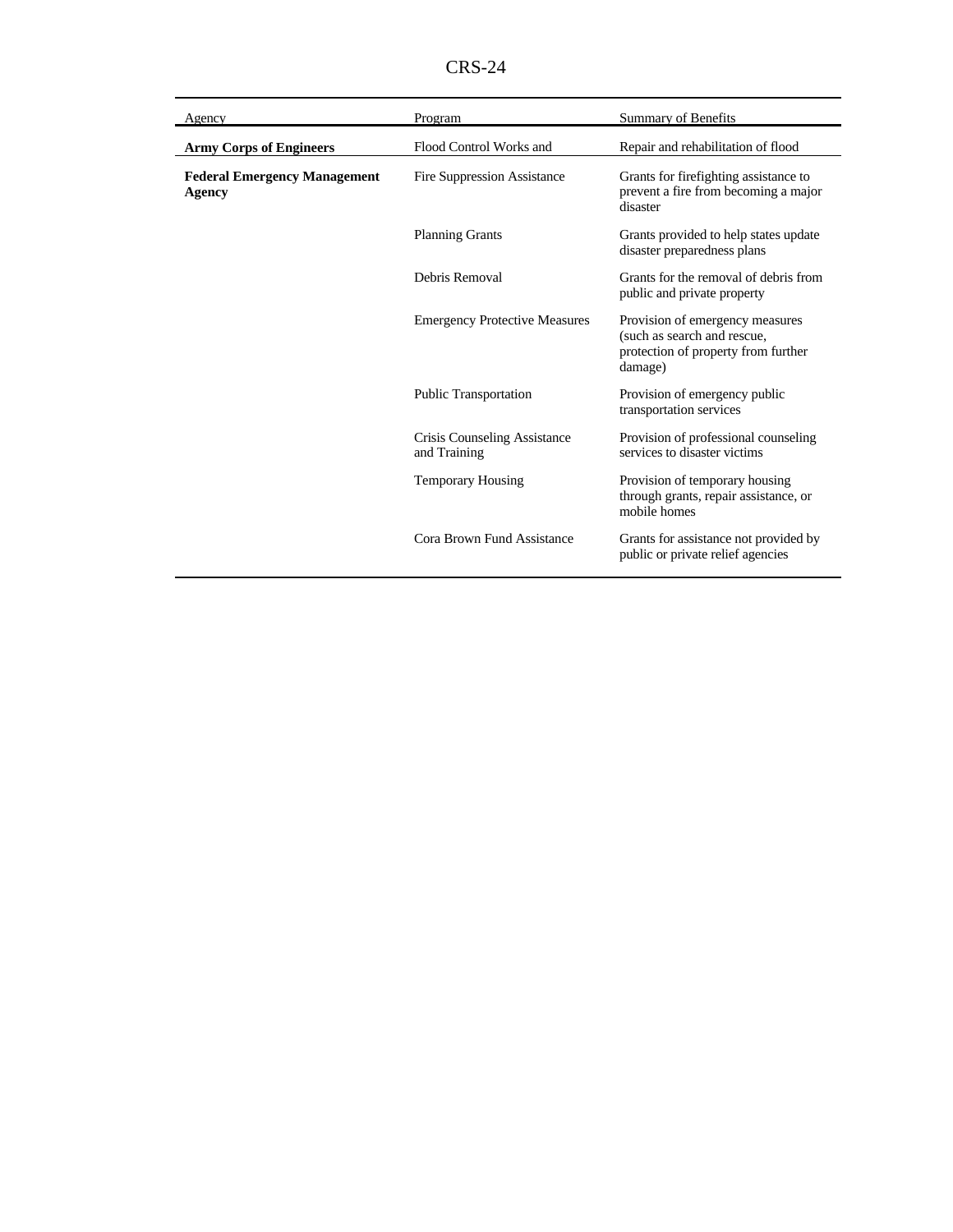| Agency | Program | Summary of Benefits |
| --- | --- | --- |
| **Army Corps of Engineers** | Flood Control Works and | Repair and rehabilitation of flood |
| **Federal Emergency Management Agency** | Fire Suppression Assistance | Grants for firefighting assistance to prevent a fire from becoming a major disaster |
| | Planning Grants | Grants provided to help states update disaster preparedness plans |
| | Debris Removal | Grants for the removal of debris from public and private property |
| | Emergency Protective Measures | Provision of emergency measures (such as search and rescue, protection of property from further damage) |
| | Public Transportation | Provision of emergency public transportation services |
| | Crisis Counseling Assistance and Training | Provision of professional counseling services to disaster victims |
| | Temporary Housing | Provision of temporary housing through grants, repair assistance, or mobile homes |
| | Cora Brown Fund Assistance | Grants for assistance not provided by public or private relief agencies |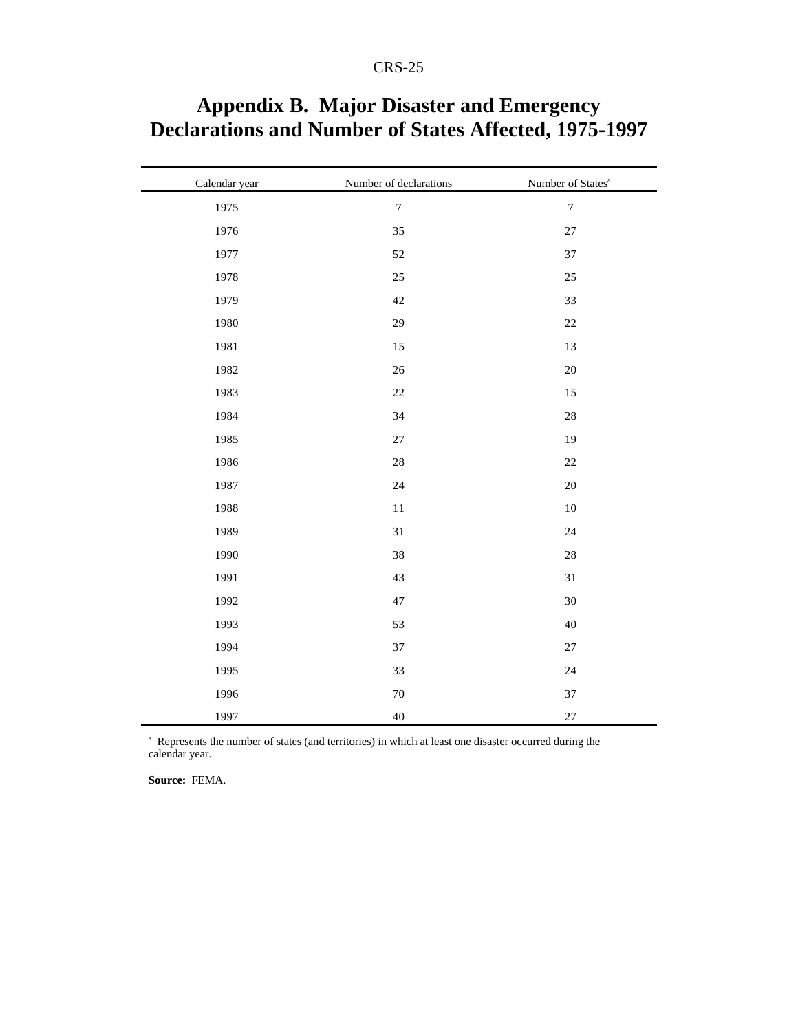# Appendix B. Major Disaster and Emergency Declarations and Number of States Affected, 1975-1997

| Calendar year | Number of declarations | Number of States[a] |
|---|---|---|
| 1975 | 7 | 7 |
| 1976 | 35 | 27 |
| 1977 | 52 | 37 |
| 1978 | 25 | 25 |
| 1979 | 42 | 33 |
| 1980 | 29 | 22 |
| 1981 | 15 | 13 |
| 1982 | 26 | 20 |
| 1983 | 22 | 15 |
| 1984 | 34 | 28 |
| 1985 | 27 | 19 |
| 1986 | 28 | 22 |
| 1987 | 24 | 20 |
| 1988 | 11 | 10 |
| 1989 | 31 | 24 |
| 1990 | 38 | 28 |
| 1991 | 43 | 31 |
| 1992 | 47 | 30 |
| 1993 | 53 | 40 |
| 1994 | 37 | 27 |
| 1995 | 33 | 24 |
| 1996 | 70 | 37 |
| 1997 | 40 | 27 |

[a] Represents the number of states (and territories) in which at least one disaster occurred during the calendar year.

**Source:** FEMA.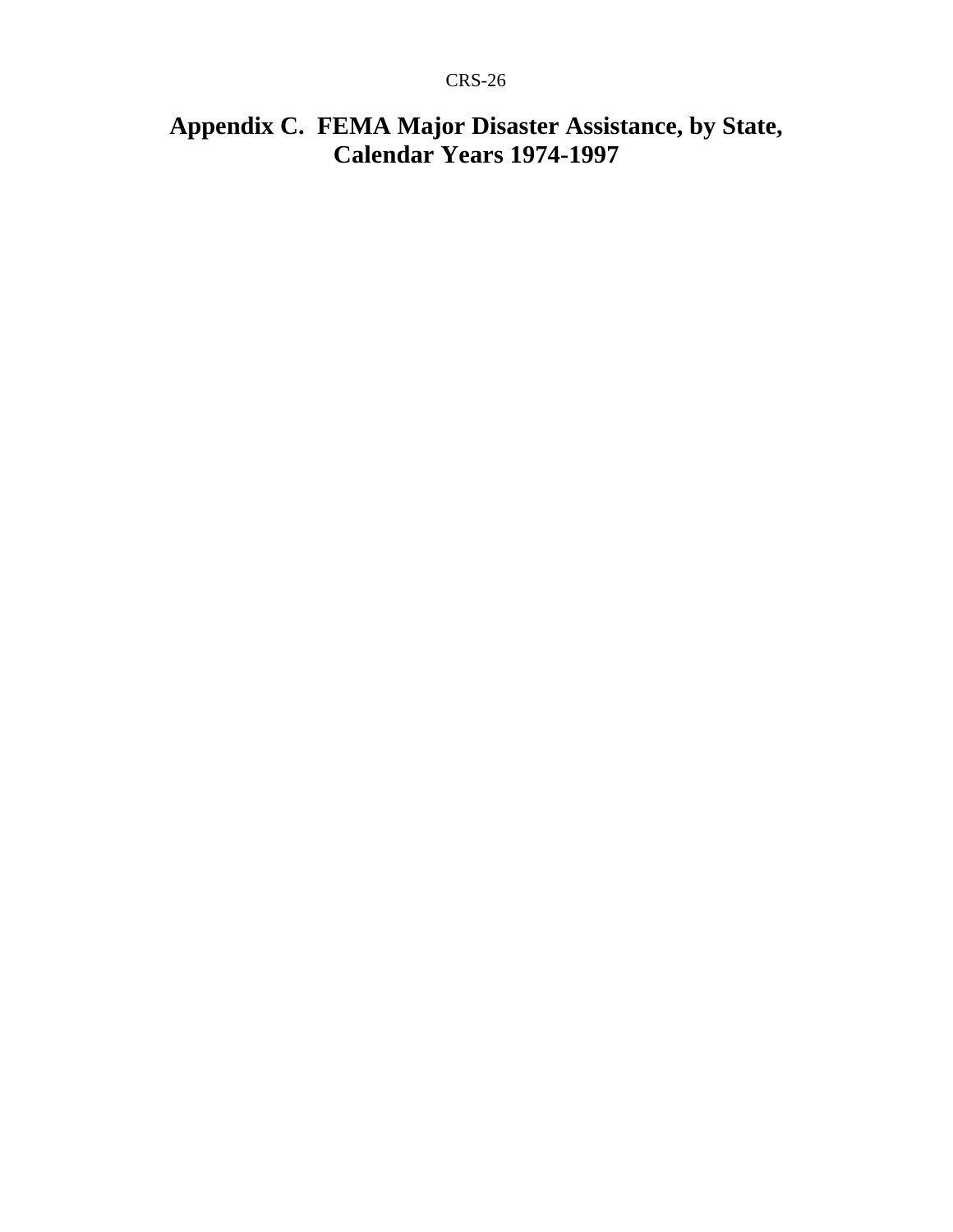# Appendix C. FEMA Major Disaster Assistance, by State, Calendar Years 1974-1997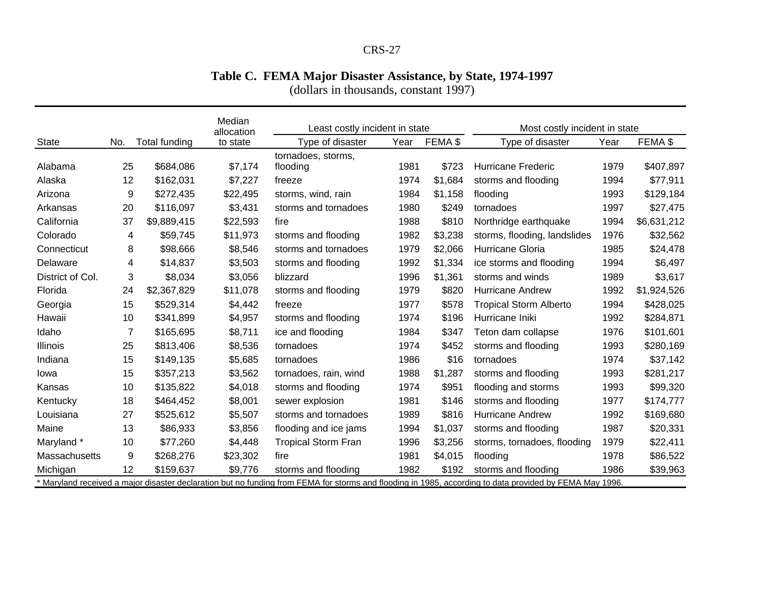**Table C. FEMA Major Disaster Assistance, by State, 1974-1997**
(dollars in thousands, constant 1997)

| | | | Median allocation | Least costly incident in state | | | Most costly incident in state | | |
|---|---|---|---|---|---|---|---|---|---|
| State | No. | Total funding | to state | Type of disaster | Year | FEMA $ | Type of disaster | Year | FEMA $ |
| Alabama | 25 | $684,086 | $7,174 | tornadoes, storms, flooding | 1981 | $723 | Hurricane Frederic | 1979 | $407,897 |
| Alaska | 12 | $162,031 | $7,227 | freeze | 1974 | $1,684 | storms and flooding | 1994 | $77,911 |
| Arizona | 9 | $272,435 | $22,495 | storms, wind, rain | 1984 | $1,158 | flooding | 1993 | $129,184 |
| Arkansas | 20 | $116,097 | $3,431 | storms and tornadoes | 1980 | $249 | tornadoes | 1997 | $27,475 |
| California | 37 | $9,889,415 | $22,593 | fire | 1988 | $810 | Northridge earthquake | 1994 | $6,631,212 |
| Colorado | 4 | $59,745 | $11,973 | storms and flooding | 1982 | $3,238 | storms, flooding, landslides | 1976 | $32,562 |
| Connecticut | 8 | $98,666 | $8,546 | storms and tornadoes | 1979 | $2,066 | Hurricane Gloria | 1985 | $24,478 |
| Delaware | 4 | $14,837 | $3,503 | storms and flooding | 1992 | $1,334 | ice storms and flooding | 1994 | $6,497 |
| District of Col. | 3 | $8,034 | $3,056 | blizzard | 1996 | $1,361 | storms and winds | 1989 | $3,617 |
| Florida | 24 | $2,367,829 | $11,078 | storms and flooding | 1979 | $820 | Hurricane Andrew | 1992 | $1,924,526 |
| Georgia | 15 | $529,314 | $4,442 | freeze | 1977 | $578 | Tropical Storm Alberto | 1994 | $428,025 |
| Hawaii | 10 | $341,899 | $4,957 | storms and flooding | 1974 | $196 | Hurricane Iniki | 1992 | $284,871 |
| Idaho | 7 | $165,695 | $8,711 | ice and flooding | 1984 | $347 | Teton dam collapse | 1976 | $101,601 |
| Illinois | 25 | $813,406 | $8,536 | tornadoes | 1974 | $452 | storms and flooding | 1993 | $280,169 |
| Indiana | 15 | $149,135 | $5,685 | tornadoes | 1986 | $16 | tornadoes | 1974 | $37,142 |
| Iowa | 15 | $357,213 | $3,562 | tornadoes, rain, wind | 1988 | $1,287 | storms and flooding | 1993 | $281,217 |
| Kansas | 10 | $135,822 | $4,018 | storms and flooding | 1974 | $951 | flooding and storms | 1993 | $99,320 |
| Kentucky | 18 | $464,452 | $8,001 | sewer explosion | 1981 | $146 | storms and flooding | 1977 | $174,777 |
| Louisiana | 27 | $525,612 | $5,507 | storms and tornadoes | 1989 | $816 | Hurricane Andrew | 1992 | $169,680 |
| Maine | 13 | $86,933 | $3,856 | flooding and ice jams | 1994 | $1,037 | storms and flooding | 1987 | $20,331 |
| Maryland * | 10 | $77,260 | $4,448 | Tropical Storm Fran | 1996 | $3,256 | storms, tornadoes, flooding | 1979 | $22,411 |
| Massachusetts | 9 | $268,276 | $23,302 | fire | 1981 | $4,015 | flooding | 1978 | $86,522 |
| Michigan | 12 | $159,637 | $9,776 | storms and flooding | 1982 | $192 | storms and flooding | 1986 | $39,963 |

* Maryland received a major disaster declaration but no funding from FEMA for storms and flooding in 1985, according to data provided by FEMA May 1996.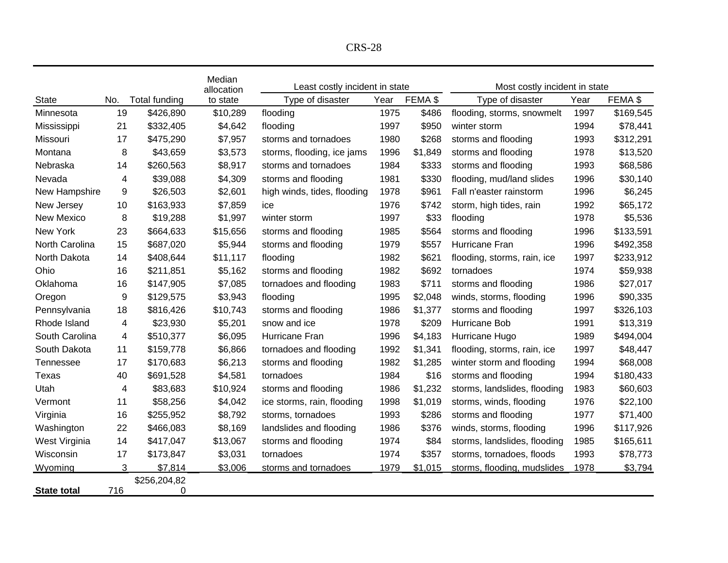| State | No. | Total funding | Median allocation to state | Least costly incident in state | | | Most costly incident in state | | |
|---|---|---|---|---|---|---|---|---|---|
| | | | | Type of disaster | Year | FEMA $ | Type of disaster | Year | FEMA $ |
| Minnesota | 19 | $426,890 | $10,289 | flooding | 1975 | $486 | flooding, storms, snowmelt | 1997 | $169,545 |
| Mississippi | 21 | $332,405 | $4,642 | flooding | 1997 | $950 | winter storm | 1994 | $78,441 |
| Missouri | 17 | $475,290 | $7,957 | storms and tornadoes | 1980 | $268 | storms and flooding | 1993 | $312,291 |
| Montana | 8 | $43,659 | $3,573 | storms, flooding, ice jams | 1996 | $1,849 | storms and flooding | 1978 | $13,520 |
| Nebraska | 14 | $260,563 | $8,917 | storms and tornadoes | 1984 | $333 | storms and flooding | 1993 | $68,586 |
| Nevada | 4 | $39,088 | $4,309 | storms and flooding | 1981 | $330 | flooding, mud/land slides | 1996 | $30,140 |
| New Hampshire | 9 | $26,503 | $2,601 | high winds, tides, flooding | 1978 | $961 | Fall n'easter rainstorm | 1996 | $6,245 |
| New Jersey | 10 | $163,933 | $7,859 | ice | 1976 | $742 | storm, high tides, rain | 1992 | $65,172 |
| New Mexico | 8 | $19,288 | $1,997 | winter storm | 1997 | $33 | flooding | 1978 | $5,536 |
| New York | 23 | $664,633 | $15,656 | storms and flooding | 1985 | $564 | storms and flooding | 1996 | $133,591 |
| North Carolina | 15 | $687,020 | $5,944 | storms and flooding | 1979 | $557 | Hurricane Fran | 1996 | $492,358 |
| North Dakota | 14 | $408,644 | $11,117 | flooding | 1982 | $621 | flooding, storms, rain, ice | 1997 | $233,912 |
| Ohio | 16 | $211,851 | $5,162 | storms and flooding | 1982 | $692 | tornadoes | 1974 | $59,938 |
| Oklahoma | 16 | $147,905 | $7,085 | tornadoes and flooding | 1983 | $711 | storms and flooding | 1986 | $27,017 |
| Oregon | 9 | $129,575 | $3,943 | flooding | 1995 | $2,048 | winds, storms, flooding | 1996 | $90,335 |
| Pennsylvania | 18 | $816,426 | $10,743 | storms and flooding | 1986 | $1,377 | storms and flooding | 1997 | $326,103 |
| Rhode Island | 4 | $23,930 | $5,201 | snow and ice | 1978 | $209 | Hurricane Bob | 1991 | $13,319 |
| South Carolina | 4 | $510,377 | $6,095 | Hurricane Fran | 1996 | $4,183 | Hurricane Hugo | 1989 | $494,004 |
| South Dakota | 11 | $159,778 | $6,866 | tornadoes and flooding | 1992 | $1,341 | flooding, storms, rain, ice | 1997 | $48,447 |
| Tennessee | 17 | $170,683 | $6,213 | storms and flooding | 1982 | $1,285 | winter storm and flooding | 1994 | $68,008 |
| Texas | 40 | $691,528 | $4,581 | tornadoes | 1984 | $16 | storms and flooding | 1994 | $180,433 |
| Utah | 4 | $83,683 | $10,924 | storms and flooding | 1986 | $1,232 | storms, landslides, flooding | 1983 | $60,603 |
| Vermont | 11 | $58,256 | $4,042 | ice storms, rain, flooding | 1998 | $1,019 | storms, winds, flooding | 1976 | $22,100 |
| Virginia | 16 | $255,952 | $8,792 | storms, tornadoes | 1993 | $286 | storms and flooding | 1977 | $71,400 |
| Washington | 22 | $466,083 | $8,169 | landslides and flooding | 1986 | $376 | winds, storms, flooding | 1996 | $117,926 |
| West Virginia | 14 | $417,047 | $13,067 | storms and flooding | 1974 | $84 | storms, landslides, flooding | 1985 | $165,611 |
| Wisconsin | 17 | $173,847 | $3,031 | tornadoes | 1974 | $357 | storms, tornadoes, floods | 1993 | $78,773 |
| Wyoming | 3 | $7,814 | $3,006 | storms and tornadoes | 1979 | $1,015 | storms, flooding, mudslides | 1978 | $3,794 |
| **State total** | 716 | $256,204,820 | | | | | | | |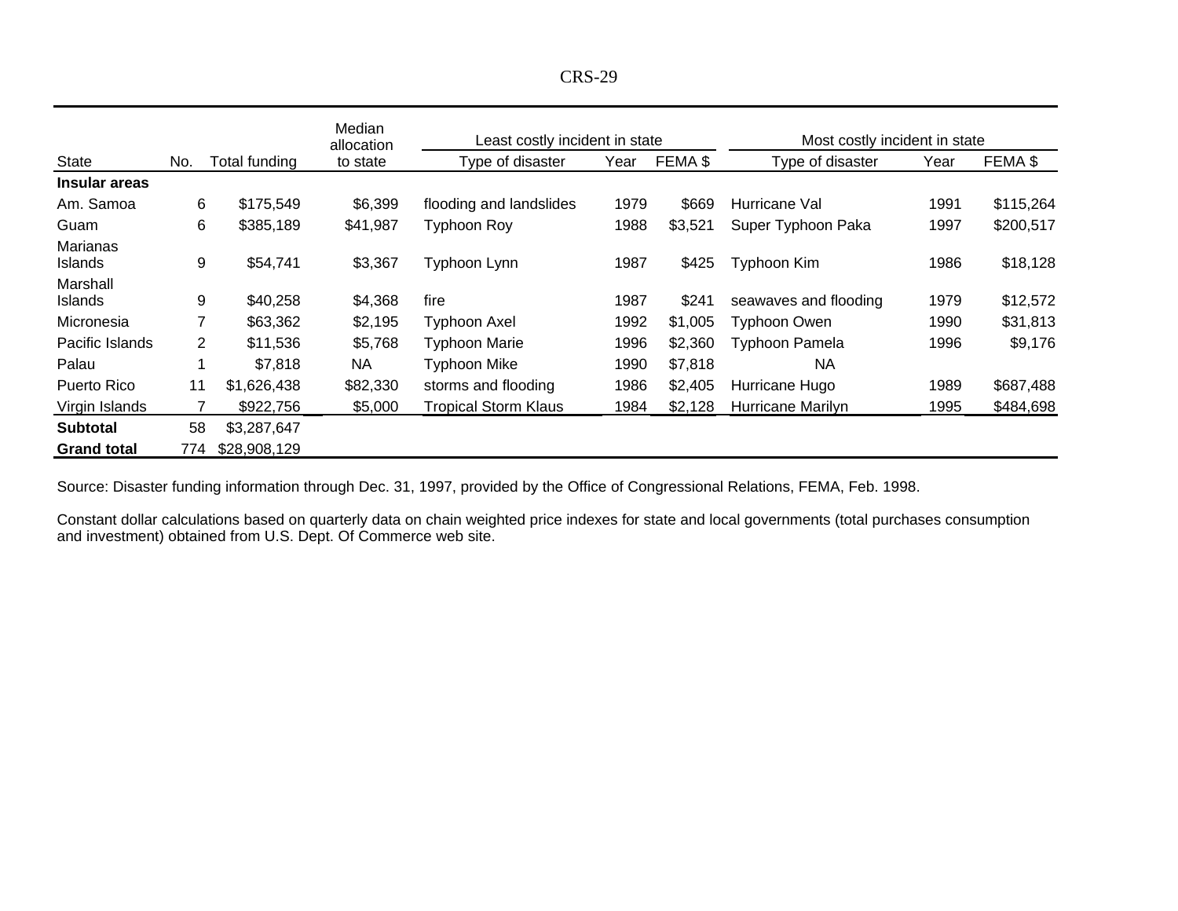| State | No. | Total funding | Median allocation to state | Least costly incident in state | | | Most costly incident in state | | |
|---|---|---|---|---|---|---|---|---|---|
| | | | | Type of disaster | Year | FEMA $ | Type of disaster | Year | FEMA $ |
| **Insular areas** | | | | | | | | | |
| Am. Samoa | 6 | $175,549 | $6,399 | flooding and landslides | 1979 | $669 | Hurricane Val | 1991 | $115,264 |
| Guam | 6 | $385,189 | $41,987 | Typhoon Roy | 1988 | $3,521 | Super Typhoon Paka | 1997 | $200,517 |
| Marianas Islands | 9 | $54,741 | $3,367 | Typhoon Lynn | 1987 | $425 | Typhoon Kim | 1986 | $18,128 |
| Marshall Islands | 9 | $40,258 | $4,368 | fire | 1987 | $241 | seawaves and flooding | 1979 | $12,572 |
| Micronesia | 7 | $63,362 | $2,195 | Typhoon Axel | 1992 | $1,005 | Typhoon Owen | 1990 | $31,813 |
| Pacific Islands | 2 | $11,536 | $5,768 | Typhoon Marie | 1996 | $2,360 | Typhoon Pamela | 1996 | $9,176 |
| Palau | 1 | $7,818 | NA | Typhoon Mike | 1990 | $7,818 | NA | | |
| Puerto Rico | 11 | $1,626,438 | $82,330 | storms and flooding | 1986 | $2,405 | Hurricane Hugo | 1989 | $687,488 |
| Virgin Islands | 7 | $922,756 | $5,000 | Tropical Storm Klaus | 1984 | $2,128 | Hurricane Marilyn | 1995 | $484,698 |
| **Subtotal** | 58 | $3,287,647 | | | | | | | |
| **Grand total** | 774 | $28,908,129 | | | | | | | |

Source: Disaster funding information through Dec. 31, 1997, provided by the Office of Congressional Relations, FEMA, Feb. 1998.

Constant dollar calculations based on quarterly data on chain weighted price indexes for state and local governments (total purchases consumption and investment) obtained from U.S. Dept. Of Commerce web site.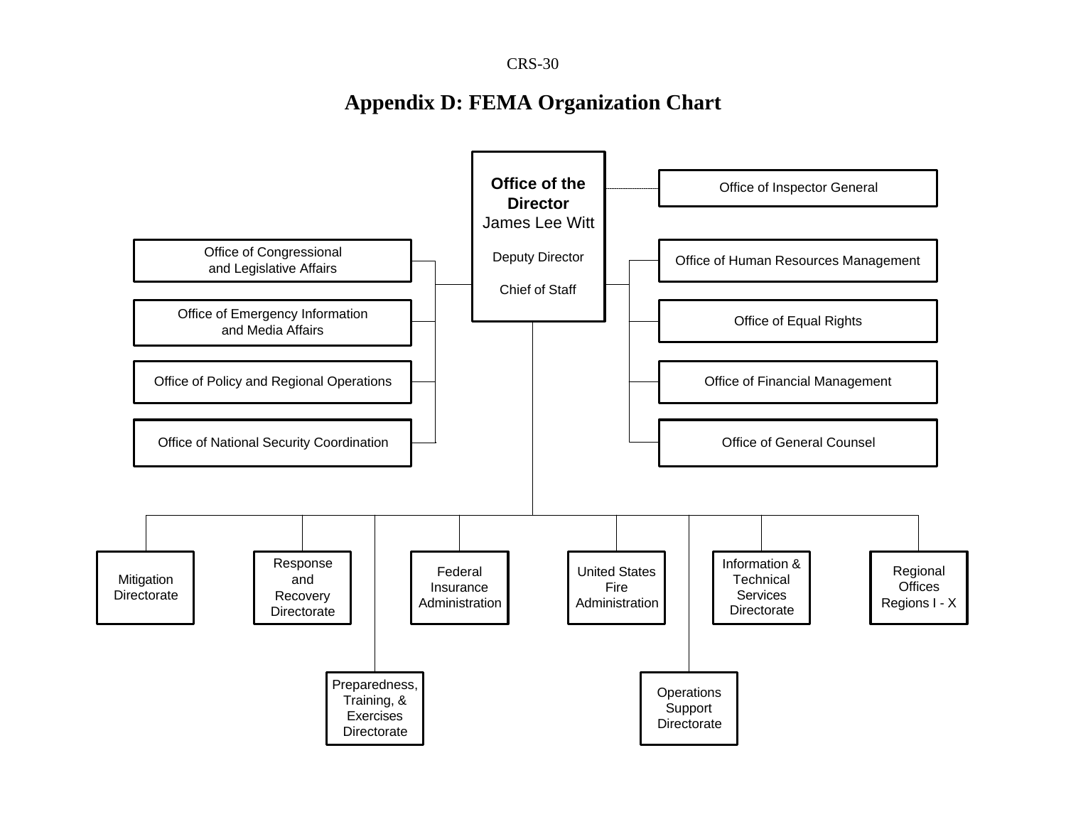# Appendix D: FEMA Organization Chart

**Office of the Director**
James Lee Witt

Deputy Director

Chief of Staff

Office of Inspector General

Office of Congressional and Legislative Affairs

Office of Emergency Information and Media Affairs

Office of Policy and Regional Operations

Office of National Security Coordination

Office of Human Resources Management

Office of Equal Rights

Office of Financial Management

Office of General Counsel

Mitigation Directorate

Response and Recovery Directorate

Preparedness, Training, & Exercises Directorate

Federal Insurance Administration

United States Fire Administration

Operations Support Directorate

Information & Technical Services Directorate

Regional Offices Regions I - X